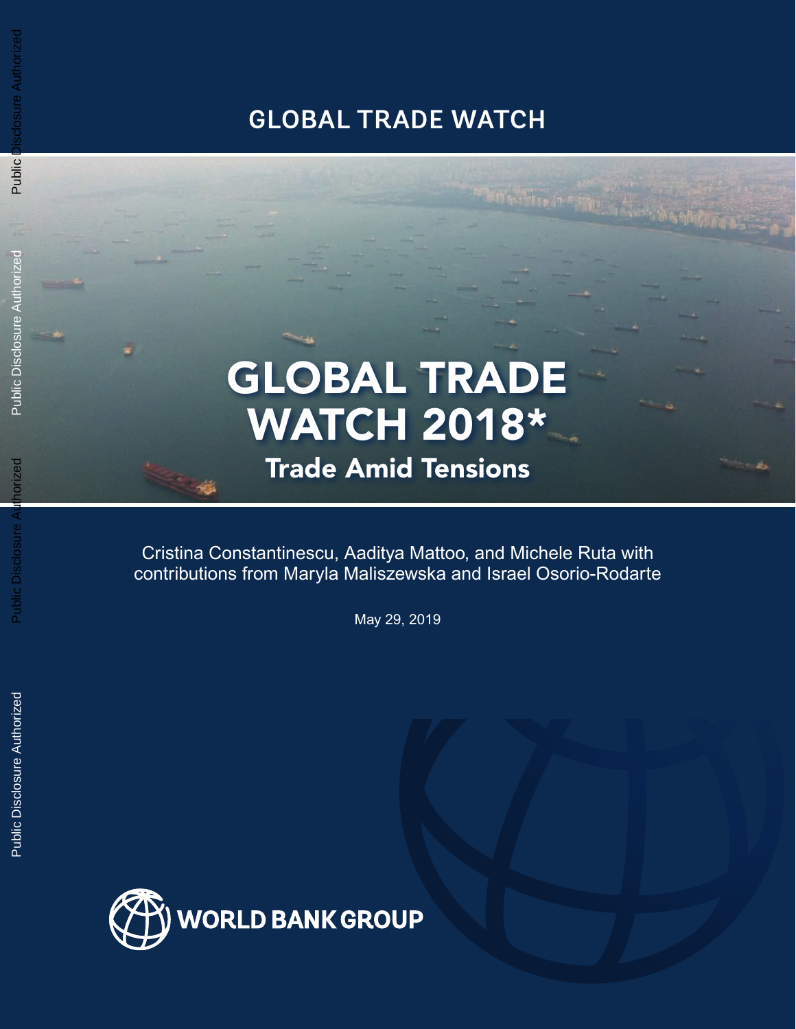# GLOBAL TRADE WATCH

# GLOBAL TRADE WATCH 2018*

## Trade Amid Tensions

Cristina Constantinescu, Aaditya Mattoo, and Michele Ruta with contributions from Maryla Maliszewska and Israel Osorio-Rodarte

May 29, 2019

WORLD BANK GROUP

Public Disclosure Authorized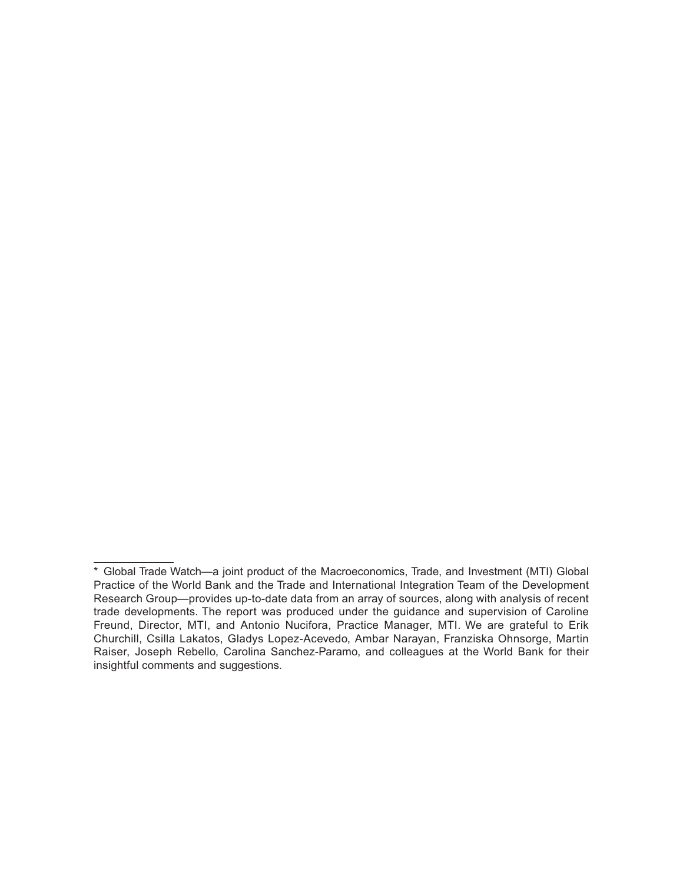\* Global Trade Watch—a joint product of the Macroeconomics, Trade, and Investment (MTI) Global Practice of the World Bank and the Trade and International Integration Team of the Development Research Group—provides up-to-date data from an array of sources, along with analysis of recent trade developments. The report was produced under the guidance and supervision of Caroline Freund, Director, MTI, and Antonio Nucifora, Practice Manager, MTI. We are grateful to Erik Churchill, Csilla Lakatos, Gladys Lopez-Acevedo, Ambar Narayan, Franziska Ohnsorge, Martin Raiser, Joseph Rebello, Carolina Sanchez-Paramo, and colleagues at the World Bank for their insightful comments and suggestions.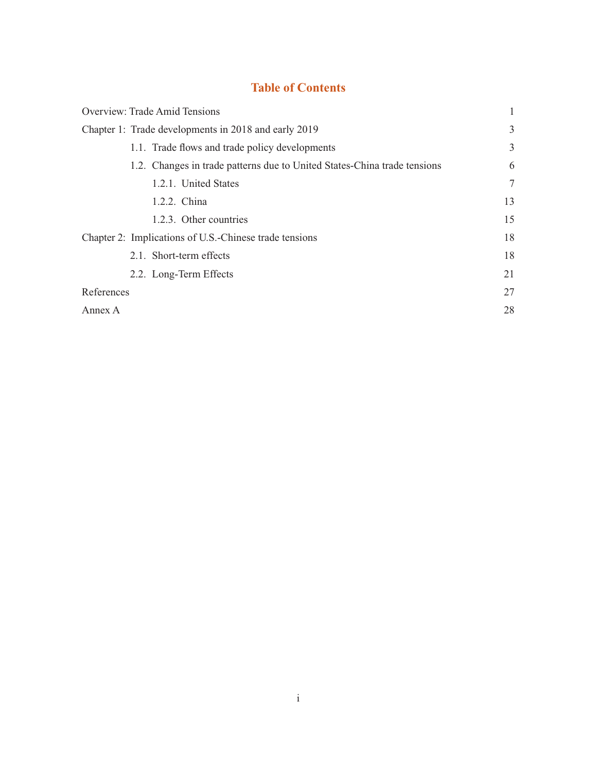# Table of Contents

| | |
|---|---|
| Overview: Trade Amid Tensions | 1 |
| Chapter 1: Trade developments in 2018 and early 2019 | 3 |
| 1.1. Trade flows and trade policy developments | 3 |
| 1.2. Changes in trade patterns due to United States-China trade tensions | 6 |
| 1.2.1. United States | 7 |
| 1.2.2. China | 13 |
| 1.2.3. Other countries | 15 |
| Chapter 2: Implications of U.S.-Chinese trade tensions | 18 |
| 2.1. Short-term effects | 18 |
| 2.2. Long-Term Effects | 21 |
| References | 27 |
| Annex A | 28 |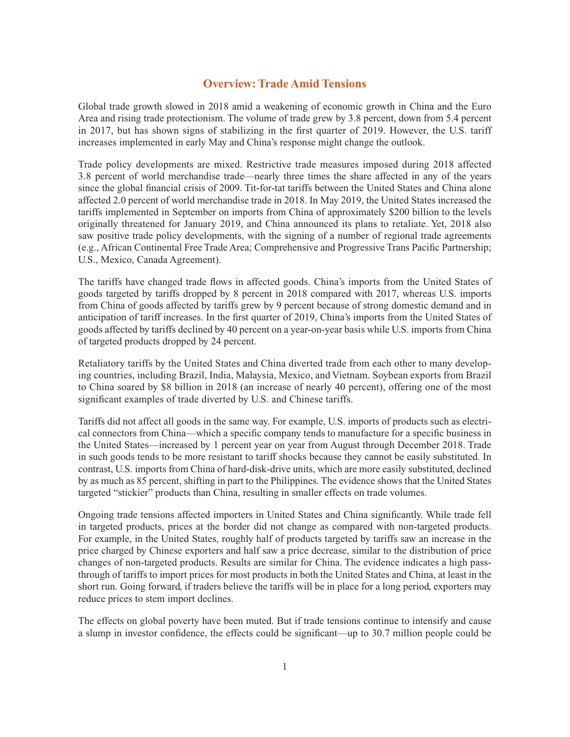# Overview: Trade Amid Tensions

Global trade growth slowed in 2018 amid a weakening of economic growth in China and the Euro Area and rising trade protectionism. The volume of trade grew by 3.8 percent, down from 5.4 percent in 2017, but has shown signs of stabilizing in the first quarter of 2019. However, the U.S. tariff increases implemented in early May and China's response might change the outlook.

Trade policy developments are mixed. Restrictive trade measures imposed during 2018 affected 3.8 percent of world merchandise trade—nearly three times the share affected in any of the years since the global financial crisis of 2009. Tit-for-tat tariffs between the United States and China alone affected 2.0 percent of world merchandise trade in 2018. In May 2019, the United States increased the tariffs implemented in September on imports from China of approximately $200 billion to the levels originally threatened for January 2019, and China announced its plans to retaliate. Yet, 2018 also saw positive trade policy developments, with the signing of a number of regional trade agreements (e.g., African Continental Free Trade Area; Comprehensive and Progressive Trans Pacific Partnership; U.S., Mexico, Canada Agreement).

The tariffs have changed trade flows in affected goods. China's imports from the United States of goods targeted by tariffs dropped by 8 percent in 2018 compared with 2017, whereas U.S. imports from China of goods affected by tariffs grew by 9 percent because of strong domestic demand and in anticipation of tariff increases. In the first quarter of 2019, China's imports from the United States of goods affected by tariffs declined by 40 percent on a year-on-year basis while U.S. imports from China of targeted products dropped by 24 percent.

Retaliatory tariffs by the United States and China diverted trade from each other to many developing countries, including Brazil, India, Malaysia, Mexico, and Vietnam. Soybean exports from Brazil to China soared by $8 billion in 2018 (an increase of nearly 40 percent), offering one of the most significant examples of trade diverted by U.S. and Chinese tariffs.

Tariffs did not affect all goods in the same way. For example, U.S. imports of products such as electrical connectors from China—which a specific company tends to manufacture for a specific business in the United States—increased by 1 percent year on year from August through December 2018. Trade in such goods tends to be more resistant to tariff shocks because they cannot be easily substituted. In contrast, U.S. imports from China of hard-disk-drive units, which are more easily substituted, declined by as much as 85 percent, shifting in part to the Philippines. The evidence shows that the United States targeted "stickier" products than China, resulting in smaller effects on trade volumes.

Ongoing trade tensions affected importers in United States and China significantly. While trade fell in targeted products, prices at the border did not change as compared with non-targeted products. For example, in the United States, roughly half of products targeted by tariffs saw an increase in the price charged by Chinese exporters and half saw a price decrease, similar to the distribution of price changes of non-targeted products. Results are similar for China. The evidence indicates a high pass-through of tariffs to import prices for most products in both the United States and China, at least in the short run. Going forward, if traders believe the tariffs will be in place for a long period, exporters may reduce prices to stem import declines.

The effects on global poverty have been muted. But if trade tensions continue to intensify and cause a slump in investor confidence, the effects could be significant—up to 30.7 million people could be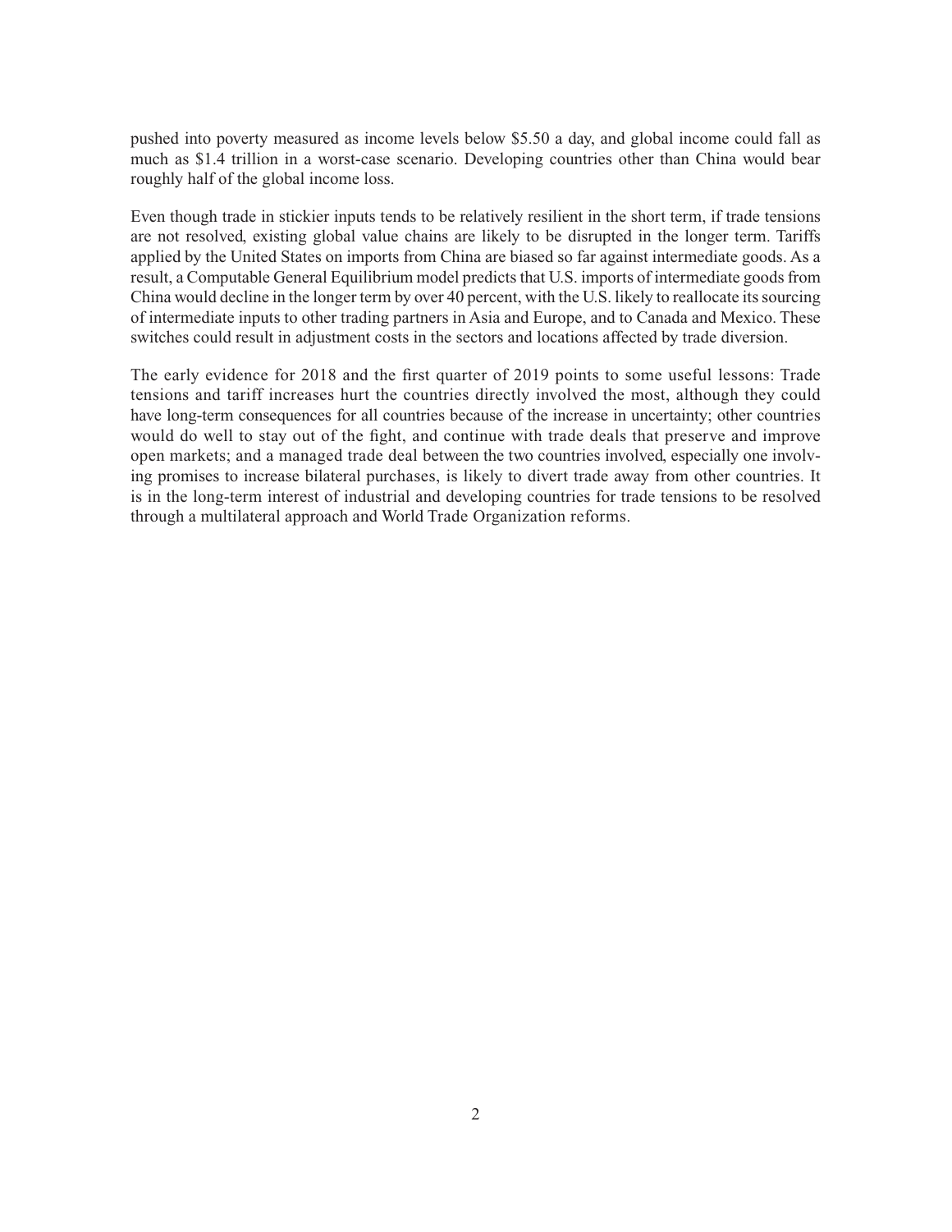pushed into poverty measured as income levels below $5.50 a day, and global income could fall as much as $1.4 trillion in a worst-case scenario. Developing countries other than China would bear roughly half of the global income loss.

Even though trade in stickier inputs tends to be relatively resilient in the short term, if trade tensions are not resolved, existing global value chains are likely to be disrupted in the longer term. Tariffs applied by the United States on imports from China are biased so far against intermediate goods. As a result, a Computable General Equilibrium model predicts that U.S. imports of intermediate goods from China would decline in the longer term by over 40 percent, with the U.S. likely to reallocate its sourcing of intermediate inputs to other trading partners in Asia and Europe, and to Canada and Mexico. These switches could result in adjustment costs in the sectors and locations affected by trade diversion.

The early evidence for 2018 and the first quarter of 2019 points to some useful lessons: Trade tensions and tariff increases hurt the countries directly involved the most, although they could have long-term consequences for all countries because of the increase in uncertainty; other countries would do well to stay out of the fight, and continue with trade deals that preserve and improve open markets; and a managed trade deal between the two countries involved, especially one involving promises to increase bilateral purchases, is likely to divert trade away from other countries. It is in the long-term interest of industrial and developing countries for trade tensions to be resolved through a multilateral approach and World Trade Organization reforms.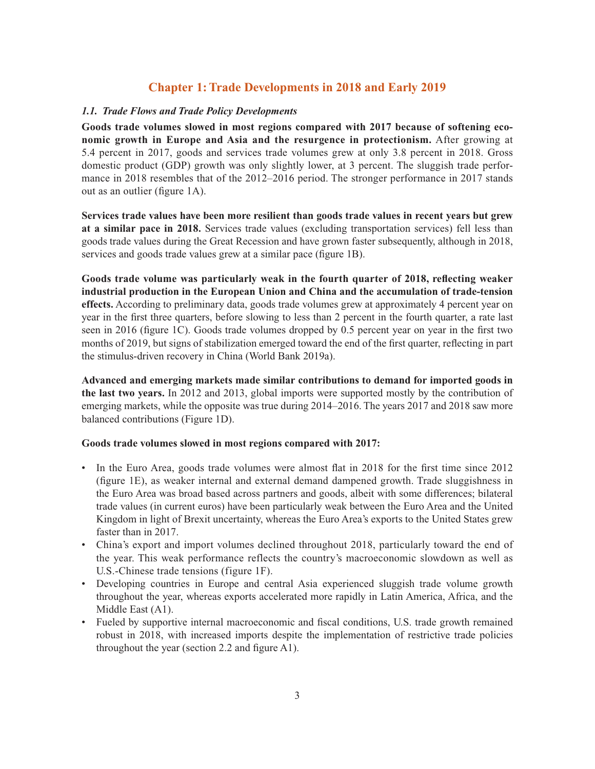# Chapter 1: Trade Developments in 2018 and Early 2019

### *1.1. Trade Flows and Trade Policy Developments*

**Goods trade volumes slowed in most regions compared with 2017 because of softening economic growth in Europe and Asia and the resurgence in protectionism.** After growing at 5.4 percent in 2017, goods and services trade volumes grew at only 3.8 percent in 2018. Gross domestic product (GDP) growth was only slightly lower, at 3 percent. The sluggish trade performance in 2018 resembles that of the 2012–2016 period. The stronger performance in 2017 stands out as an outlier (figure 1A).

**Services trade values have been more resilient than goods trade values in recent years but grew at a similar pace in 2018.** Services trade values (excluding transportation services) fell less than goods trade values during the Great Recession and have grown faster subsequently, although in 2018, services and goods trade values grew at a similar pace (figure 1B).

**Goods trade volume was particularly weak in the fourth quarter of 2018, reflecting weaker industrial production in the European Union and China and the accumulation of trade-tension effects.** According to preliminary data, goods trade volumes grew at approximately 4 percent year on year in the first three quarters, before slowing to less than 2 percent in the fourth quarter, a rate last seen in 2016 (figure 1C). Goods trade volumes dropped by 0.5 percent year on year in the first two months of 2019, but signs of stabilization emerged toward the end of the first quarter, reflecting in part the stimulus-driven recovery in China (World Bank 2019a).

**Advanced and emerging markets made similar contributions to demand for imported goods in the last two years.** In 2012 and 2013, global imports were supported mostly by the contribution of emerging markets, while the opposite was true during 2014–2016. The years 2017 and 2018 saw more balanced contributions (Figure 1D).

**Goods trade volumes slowed in most regions compared with 2017:**

- In the Euro Area, goods trade volumes were almost flat in 2018 for the first time since 2012 (figure 1E), as weaker internal and external demand dampened growth. Trade sluggishness in the Euro Area was broad based across partners and goods, albeit with some differences; bilateral trade values (in current euros) have been particularly weak between the Euro Area and the United Kingdom in light of Brexit uncertainty, whereas the Euro Area's exports to the United States grew faster than in 2017.
- China's export and import volumes declined throughout 2018, particularly toward the end of the year. This weak performance reflects the country's macroeconomic slowdown as well as U.S.-Chinese trade tensions (figure 1F).
- Developing countries in Europe and central Asia experienced sluggish trade volume growth throughout the year, whereas exports accelerated more rapidly in Latin America, Africa, and the Middle East (A1).
- Fueled by supportive internal macroeconomic and fiscal conditions, U.S. trade growth remained robust in 2018, with increased imports despite the implementation of restrictive trade policies throughout the year (section 2.2 and figure A1).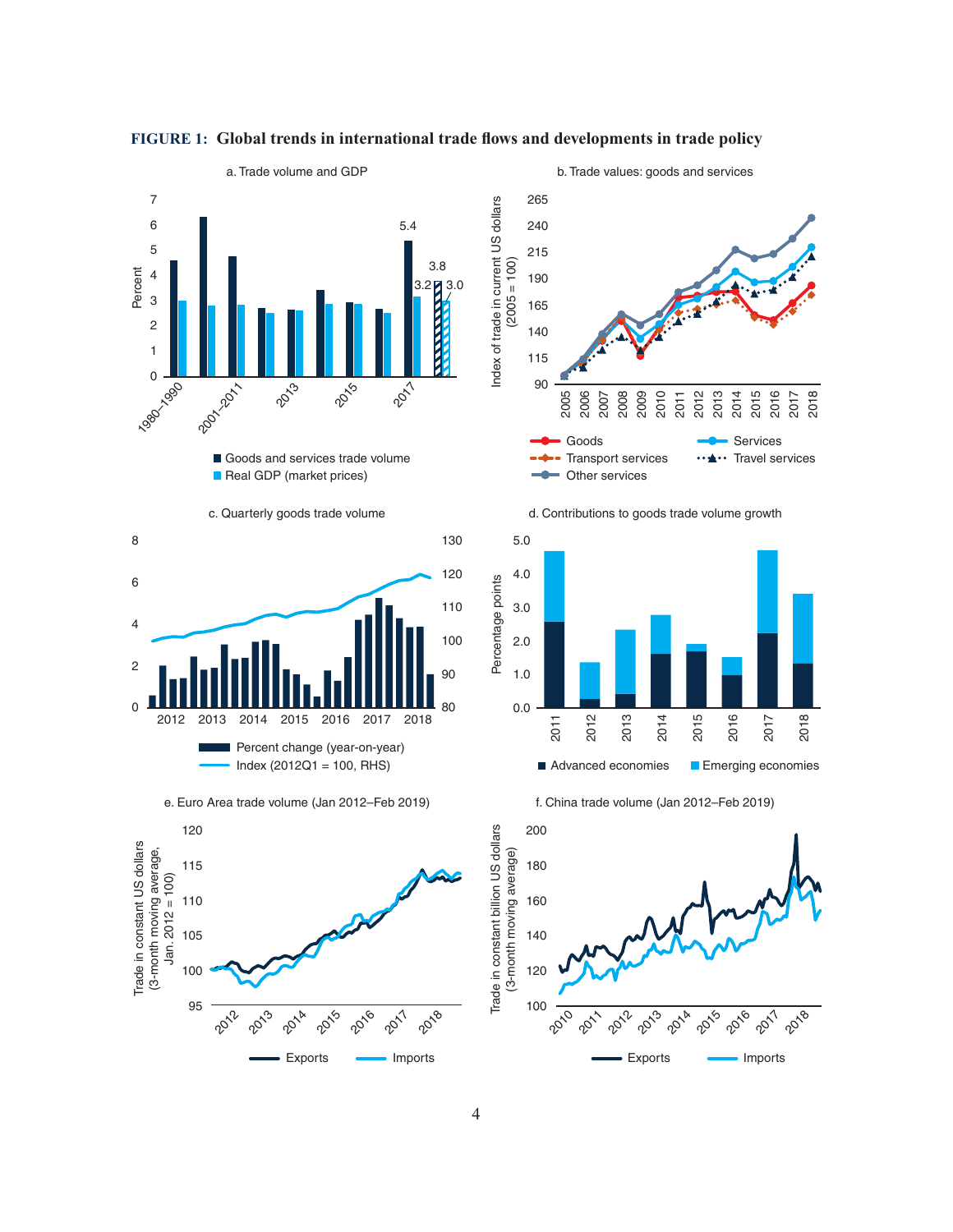**FIGURE 1: Global trends in international trade flows and developments in trade policy**

a. Trade volume and GDP

Percent

■ Goods and services trade volume
■ Real GDP (market prices)

b. Trade values: goods and services

Index of trade in current US dollars (2005 = 100)

Goods, Services, Transport services, Travel services, Other services

c. Quarterly goods trade volume

Percent change (year-on-year)
Index (2012Q1 = 100, RHS)

d. Contributions to goods trade volume growth

Percentage points

■ Advanced economies ■ Emerging economies

e. Euro Area trade volume (Jan 2012–Feb 2019)

Trade in constant US dollars (3-month moving average, Jan. 2012 = 100)

Exports, Imports

f. China trade volume (Jan 2012–Feb 2019)

Trade in constant billion US dollars (3-month moving average)

Exports, Imports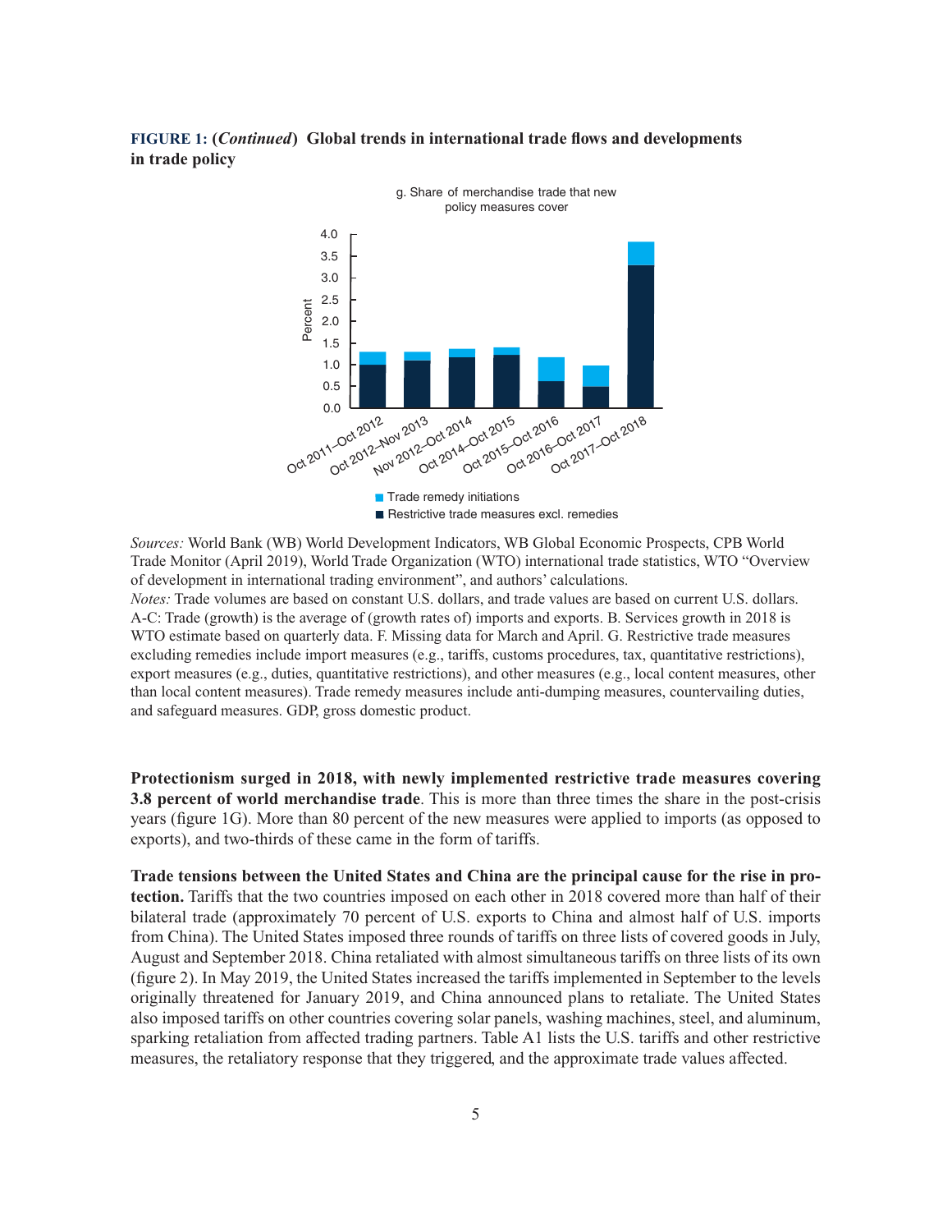**FIGURE 1: (*Continued*) Global trends in international trade flows and developments in trade policy**

g. Share of merchandise trade that new policy measures cover

*Sources:* World Bank (WB) World Development Indicators, WB Global Economic Prospects, CPB World Trade Monitor (April 2019), World Trade Organization (WTO) international trade statistics, WTO "Overview of development in international trading environment", and authors' calculations.

*Notes:* Trade volumes are based on constant U.S. dollars, and trade values are based on current U.S. dollars. A-C: Trade (growth) is the average of (growth rates of) imports and exports. B. Services growth in 2018 is WTO estimate based on quarterly data. F. Missing data for March and April. G. Restrictive trade measures excluding remedies include import measures (e.g., tariffs, customs procedures, tax, quantitative restrictions), export measures (e.g., duties, quantitative restrictions), and other measures (e.g., local content measures, other than local content measures). Trade remedy measures include anti-dumping measures, countervailing duties, and safeguard measures. GDP, gross domestic product.

**Protectionism surged in 2018, with newly implemented restrictive trade measures covering 3.8 percent of world merchandise trade**. This is more than three times the share in the post-crisis years (figure 1G). More than 80 percent of the new measures were applied to imports (as opposed to exports), and two-thirds of these came in the form of tariffs.

**Trade tensions between the United States and China are the principal cause for the rise in protection.** Tariffs that the two countries imposed on each other in 2018 covered more than half of their bilateral trade (approximately 70 percent of U.S. exports to China and almost half of U.S. imports from China). The United States imposed three rounds of tariffs on three lists of covered goods in July, August and September 2018. China retaliated with almost simultaneous tariffs on three lists of its own (figure 2). In May 2019, the United States increased the tariffs implemented in September to the levels originally threatened for January 2019, and China announced plans to retaliate. The United States also imposed tariffs on other countries covering solar panels, washing machines, steel, and aluminum, sparking retaliation from affected trading partners. Table A1 lists the U.S. tariffs and other restrictive measures, the retaliatory response that they triggered, and the approximate trade values affected.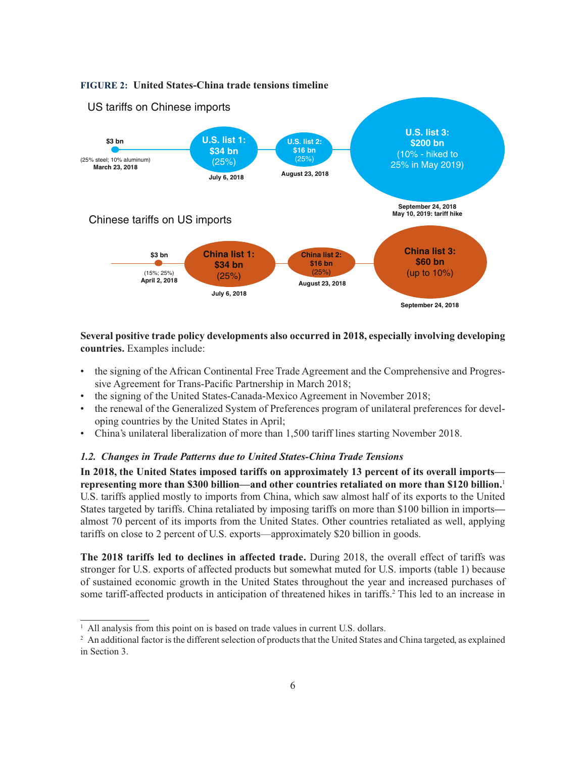**FIGURE 2: United States-China trade tensions timeline**

US tariffs on Chinese imports

- $3 bn (25% steel; 10% aluminum) — March 23, 2018
- U.S. list 1: $34 bn (25%) — July 6, 2018
- U.S. list 2: $16 bn (25%) — August 23, 2018
- U.S. list 3: $200 bn (10% - hiked to 25% in May 2019) — September 24, 2018; May 10, 2019: tariff hike

Chinese tariffs on US imports

- $3 bn (15%; 25%) — April 2, 2018
- China list 1: $34 bn (25%) — July 6, 2018
- China list 2: $16 bn (25%) — August 23, 2018
- China list 3: $60 bn (up to 10%) — September 24, 2018

**Several positive trade policy developments also occurred in 2018, especially involving developing countries.** Examples include:

- the signing of the African Continental Free Trade Agreement and the Comprehensive and Progressive Agreement for Trans-Pacific Partnership in March 2018;
- the signing of the United States-Canada-Mexico Agreement in November 2018;
- the renewal of the Generalized System of Preferences program of unilateral preferences for developing countries by the United States in April;
- China's unilateral liberalization of more than 1,500 tariff lines starting November 2018.

### *1.2. Changes in Trade Patterns due to United States-China Trade Tensions*

**In 2018, the United States imposed tariffs on approximately 13 percent of its overall imports—representing more than $300 billion—and other countries retaliated on more than $120 billion.**[1] U.S. tariffs applied mostly to imports from China, which saw almost half of its exports to the United States targeted by tariffs. China retaliated by imposing tariffs on more than $100 billion in imports—almost 70 percent of its imports from the United States. Other countries retaliated as well, applying tariffs on close to 2 percent of U.S. exports—approximately $20 billion in goods.

**The 2018 tariffs led to declines in affected trade.** During 2018, the overall effect of tariffs was stronger for U.S. exports of affected products but somewhat muted for U.S. imports (table 1) because of sustained economic growth in the United States throughout the year and increased purchases of some tariff-affected products in anticipation of threatened hikes in tariffs.[2] This led to an increase in

[1] All analysis from this point on is based on trade values in current U.S. dollars.

[2] An additional factor is the different selection of products that the United States and China targeted, as explained in Section 3.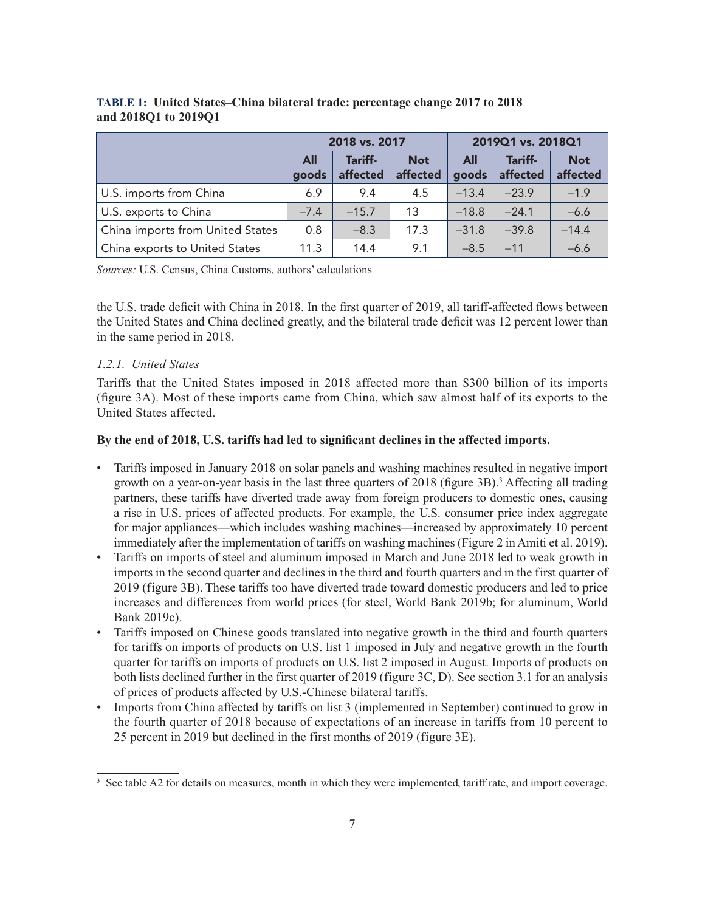**TABLE 1: United States–China bilateral trade: percentage change 2017 to 2018 and 2018Q1 to 2019Q1**

| | 2018 vs. 2017 | | | 2019Q1 vs. 2018Q1 | | |
|---|---|---|---|---|---|---|
| | All goods | Tariff-affected | Not affected | All goods | Tariff-affected | Not affected |
| U.S. imports from China | 6.9 | 9.4 | 4.5 | –13.4 | –23.9 | –1.9 |
| U.S. exports to China | –7.4 | –15.7 | 13 | –18.8 | –24.1 | –6.6 |
| China imports from United States | 0.8 | –8.3 | 17.3 | –31.8 | –39.8 | –14.4 |
| China exports to United States | 11.3 | 14.4 | 9.1 | –8.5 | –11 | –6.6 |

*Sources:* U.S. Census, China Customs, authors' calculations

the U.S. trade deficit with China in 2018. In the first quarter of 2019, all tariff-affected flows between the United States and China declined greatly, and the bilateral trade deficit was 12 percent lower than in the same period in 2018.

#### *1.2.1. United States*

Tariffs that the United States imposed in 2018 affected more than $300 billion of its imports (figure 3A). Most of these imports came from China, which saw almost half of its exports to the United States affected.

**By the end of 2018, U.S. tariffs had led to significant declines in the affected imports.**

- Tariffs imposed in January 2018 on solar panels and washing machines resulted in negative import growth on a year-on-year basis in the last three quarters of 2018 (figure 3B).[3] Affecting all trading partners, these tariffs have diverted trade away from foreign producers to domestic ones, causing a rise in U.S. prices of affected products. For example, the U.S. consumer price index aggregate for major appliances—which includes washing machines—increased by approximately 10 percent immediately after the implementation of tariffs on washing machines (Figure 2 in Amiti et al. 2019).
- Tariffs on imports of steel and aluminum imposed in March and June 2018 led to weak growth in imports in the second quarter and declines in the third and fourth quarters and in the first quarter of 2019 (figure 3B). These tariffs too have diverted trade toward domestic producers and led to price increases and differences from world prices (for steel, World Bank 2019b; for aluminum, World Bank 2019c).
- Tariffs imposed on Chinese goods translated into negative growth in the third and fourth quarters for tariffs on imports of products on U.S. list 1 imposed in July and negative growth in the fourth quarter for tariffs on imports of products on U.S. list 2 imposed in August. Imports of products on both lists declined further in the first quarter of 2019 (figure 3C, D). See section 3.1 for an analysis of prices of products affected by U.S.-Chinese bilateral tariffs.
- Imports from China affected by tariffs on list 3 (implemented in September) continued to grow in the fourth quarter of 2018 because of expectations of an increase in tariffs from 10 percent to 25 percent in 2019 but declined in the first months of 2019 (figure 3E).

[3] See table A2 for details on measures, month in which they were implemented, tariff rate, and import coverage.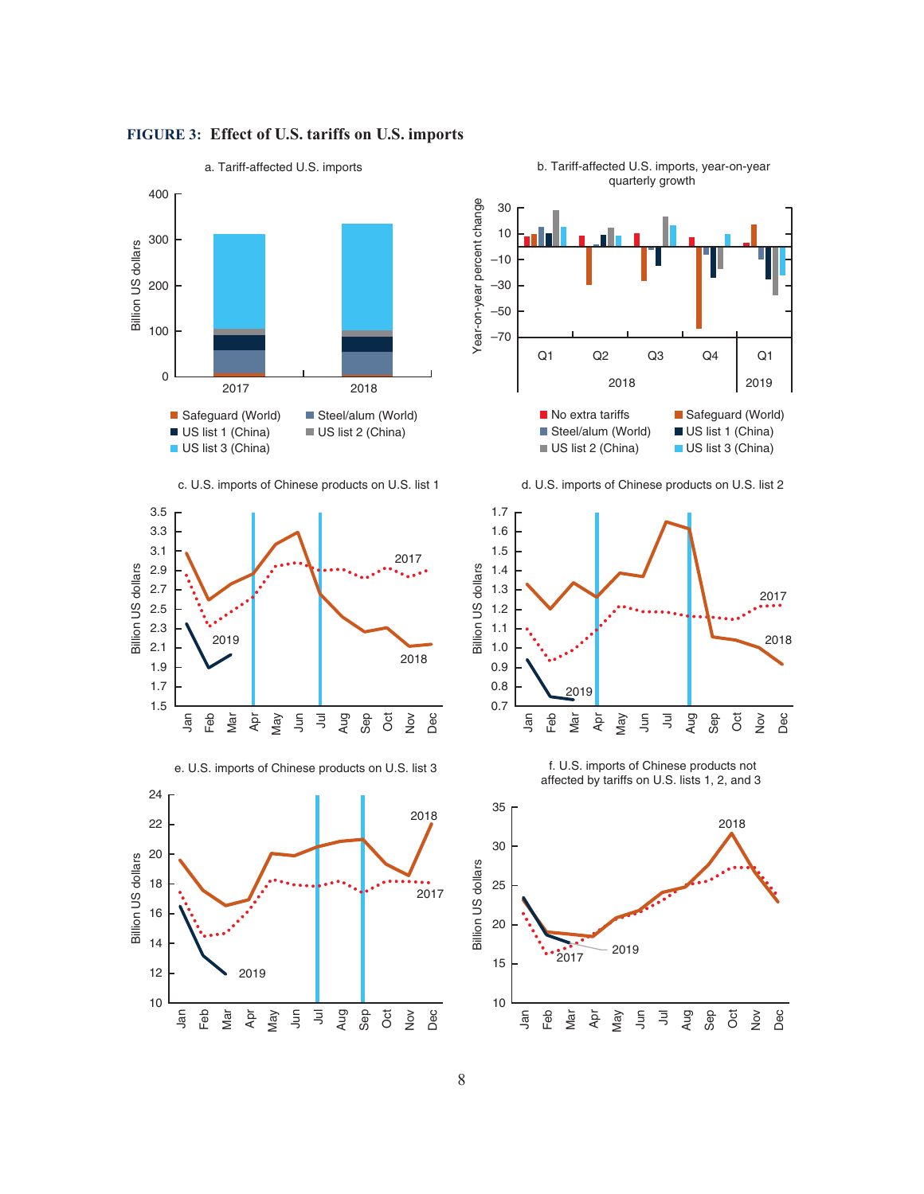**FIGURE 3: Effect of U.S. tariffs on U.S. imports**

a. Tariff-affected U.S. imports

b. Tariff-affected U.S. imports, year-on-year quarterly growth

c. U.S. imports of Chinese products on U.S. list 1

d. U.S. imports of Chinese products on U.S. list 2

e. U.S. imports of Chinese products on U.S. list 3

f. U.S. imports of Chinese products not affected by tariffs on U.S. lists 1, 2, and 3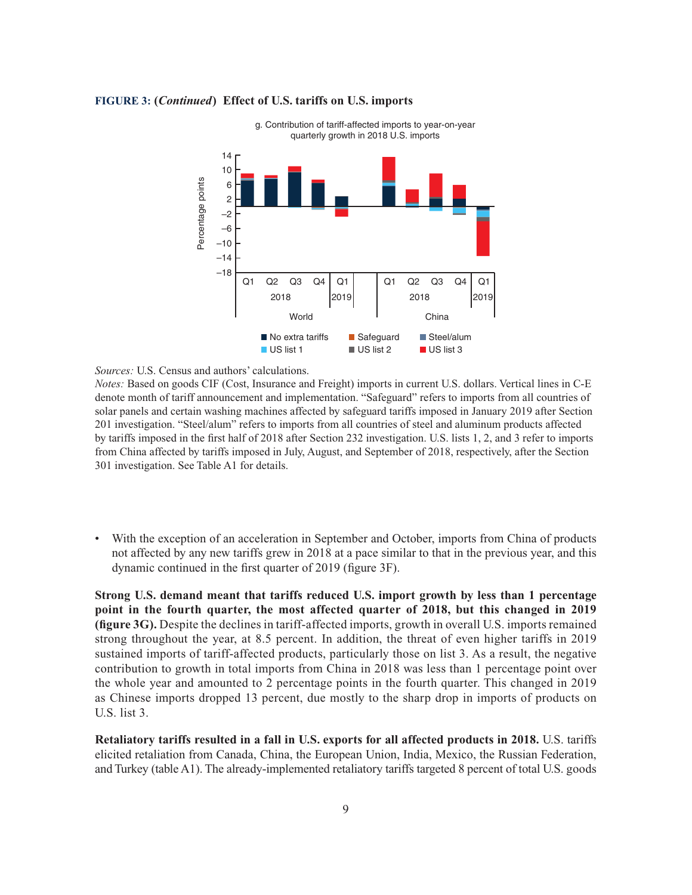**FIGURE 3: (*Continued*) Effect of U.S. tariffs on U.S. imports**

g. Contribution of tariff-affected imports to year-on-year quarterly growth in 2018 U.S. imports

*Sources:* U.S. Census and authors' calculations.

*Notes:* Based on goods CIF (Cost, Insurance and Freight) imports in current U.S. dollars. Vertical lines in C-E denote month of tariff announcement and implementation. "Safeguard" refers to imports from all countries of solar panels and certain washing machines affected by safeguard tariffs imposed in January 2019 after Section 201 investigation. "Steel/alum" refers to imports from all countries of steel and aluminum products affected by tariffs imposed in the first half of 2018 after Section 232 investigation. U.S. lists 1, 2, and 3 refer to imports from China affected by tariffs imposed in July, August, and September of 2018, respectively, after the Section 301 investigation. See Table A1 for details.

- With the exception of an acceleration in September and October, imports from China of products not affected by any new tariffs grew in 2018 at a pace similar to that in the previous year, and this dynamic continued in the first quarter of 2019 (figure 3F).

**Strong U.S. demand meant that tariffs reduced U.S. import growth by less than 1 percentage point in the fourth quarter, the most affected quarter of 2018, but this changed in 2019 (figure 3G).** Despite the declines in tariff-affected imports, growth in overall U.S. imports remained strong throughout the year, at 8.5 percent. In addition, the threat of even higher tariffs in 2019 sustained imports of tariff-affected products, particularly those on list 3. As a result, the negative contribution to growth in total imports from China in 2018 was less than 1 percentage point over the whole year and amounted to 2 percentage points in the fourth quarter. This changed in 2019 as Chinese imports dropped 13 percent, due mostly to the sharp drop in imports of products on U.S. list 3.

**Retaliatory tariffs resulted in a fall in U.S. exports for all affected products in 2018.** U.S. tariffs elicited retaliation from Canada, China, the European Union, India, Mexico, the Russian Federation, and Turkey (table A1). The already-implemented retaliatory tariffs targeted 8 percent of total U.S. goods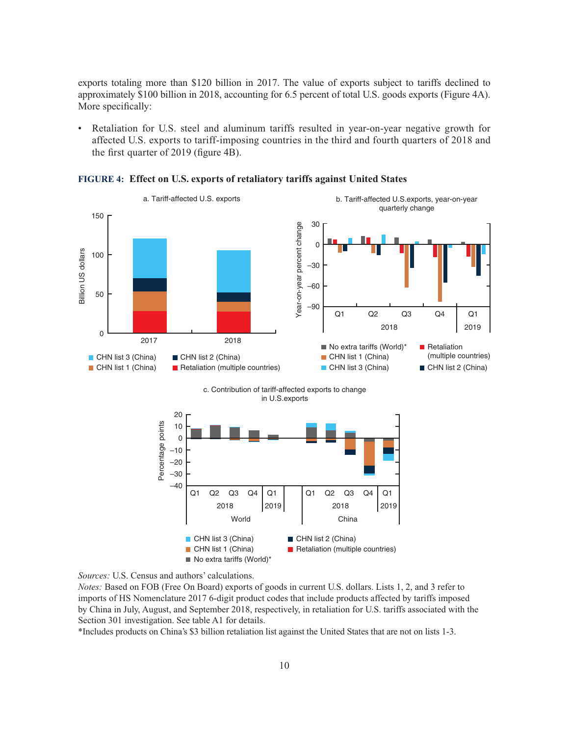exports totaling more than $120 billion in 2017. The value of exports subject to tariffs declined to approximately $100 billion in 2018, accounting for 6.5 percent of total U.S. goods exports (Figure 4A). More specifically:

- Retaliation for U.S. steel and aluminum tariffs resulted in year-on-year negative growth for affected U.S. exports to tariff-imposing countries in the third and fourth quarters of 2018 and the first quarter of 2019 (figure 4B).

**FIGURE 4: Effect on U.S. exports of retaliatory tariffs against United States**

*Sources:* U.S. Census and authors' calculations.

*Notes:* Based on FOB (Free On Board) exports of goods in current U.S. dollars. Lists 1, 2, and 3 refer to imports of HS Nomenclature 2017 6-digit product codes that include products affected by tariffs imposed by China in July, August, and September 2018, respectively, in retaliation for U.S. tariffs associated with the Section 301 investigation. See table A1 for details.

*Includes products on China's $3 billion retaliation list against the United States that are not on lists 1-3.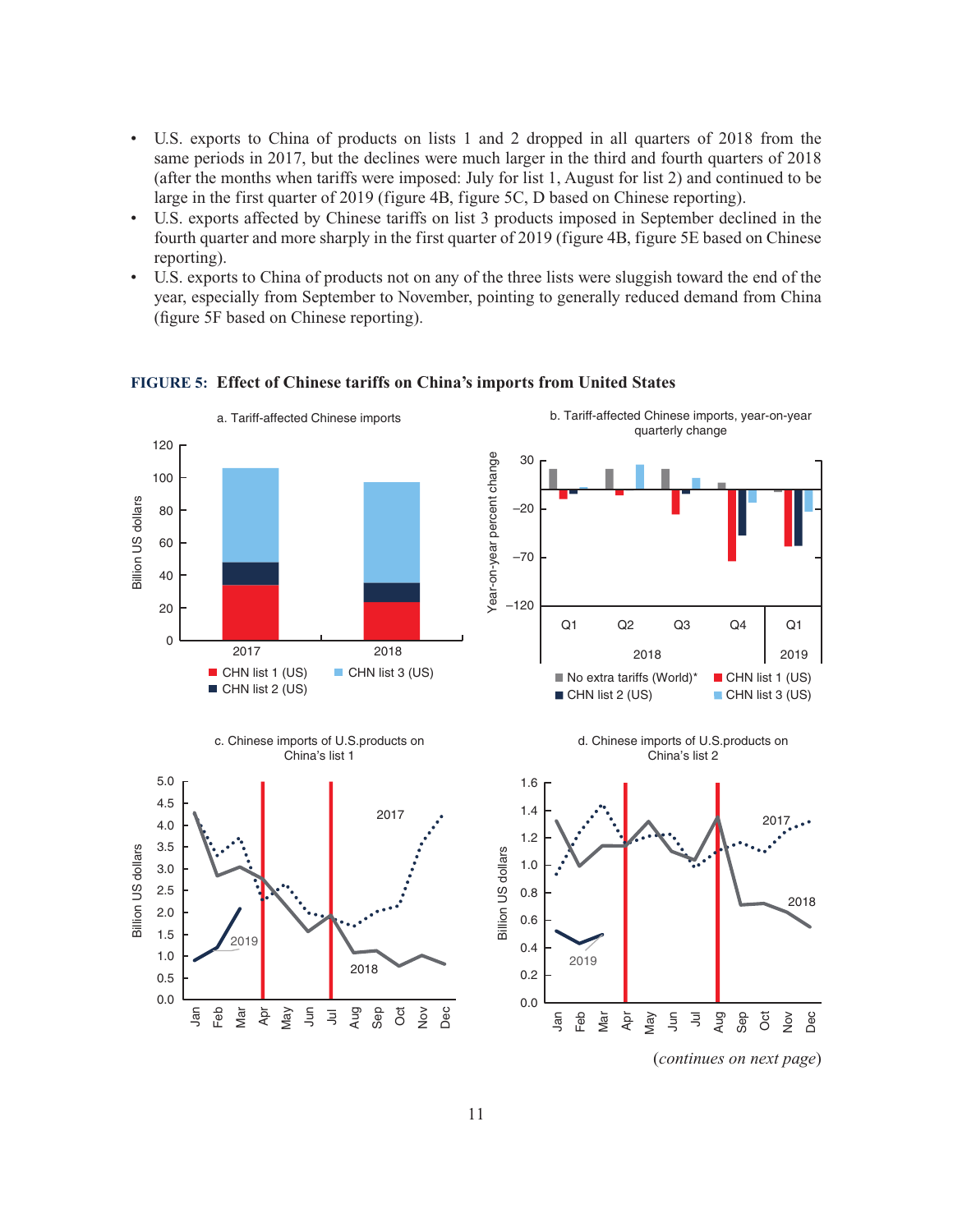- U.S. exports to China of products on lists 1 and 2 dropped in all quarters of 2018 from the same periods in 2017, but the declines were much larger in the third and fourth quarters of 2018 (after the months when tariffs were imposed: July for list 1, August for list 2) and continued to be large in the first quarter of 2019 (figure 4B, figure 5C, D based on Chinese reporting).
- U.S. exports affected by Chinese tariffs on list 3 products imposed in September declined in the fourth quarter and more sharply in the first quarter of 2019 (figure 4B, figure 5E based on Chinese reporting).
- U.S. exports to China of products not on any of the three lists were sluggish toward the end of the year, especially from September to November, pointing to generally reduced demand from China (figure 5F based on Chinese reporting).

**FIGURE 5: Effect of Chinese tariffs on China's imports from United States**

a. Tariff-affected Chinese imports

b. Tariff-affected Chinese imports, year-on-year quarterly change

c. Chinese imports of U.S.products on China's list 1

d. Chinese imports of U.S.products on China's list 2

(*continues on next page*)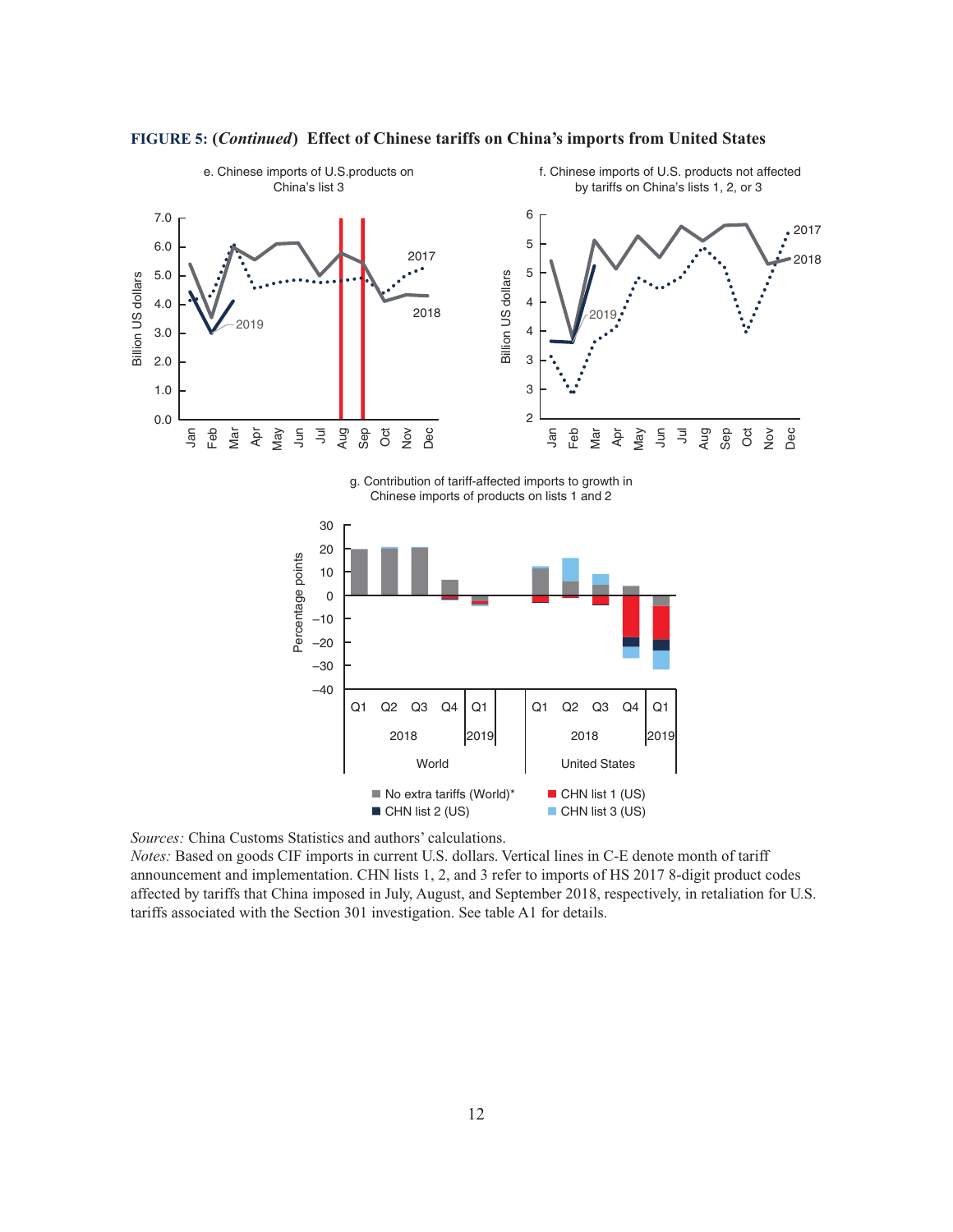**FIGURE 5: (*Continued*) Effect of Chinese tariffs on China's imports from United States**

e. Chinese imports of U.S.products on China's list 3

f. Chinese imports of U.S. products not affected by tariffs on China's lists 1, 2, or 3

g. Contribution of tariff-affected imports to growth in Chinese imports of products on lists 1 and 2

*Sources:* China Customs Statistics and authors' calculations.

*Notes:* Based on goods CIF imports in current U.S. dollars. Vertical lines in C-E denote month of tariff announcement and implementation. CHN lists 1, 2, and 3 refer to imports of HS 2017 8-digit product codes affected by tariffs that China imposed in July, August, and September 2018, respectively, in retaliation for U.S. tariffs associated with the Section 301 investigation. See table A1 for details.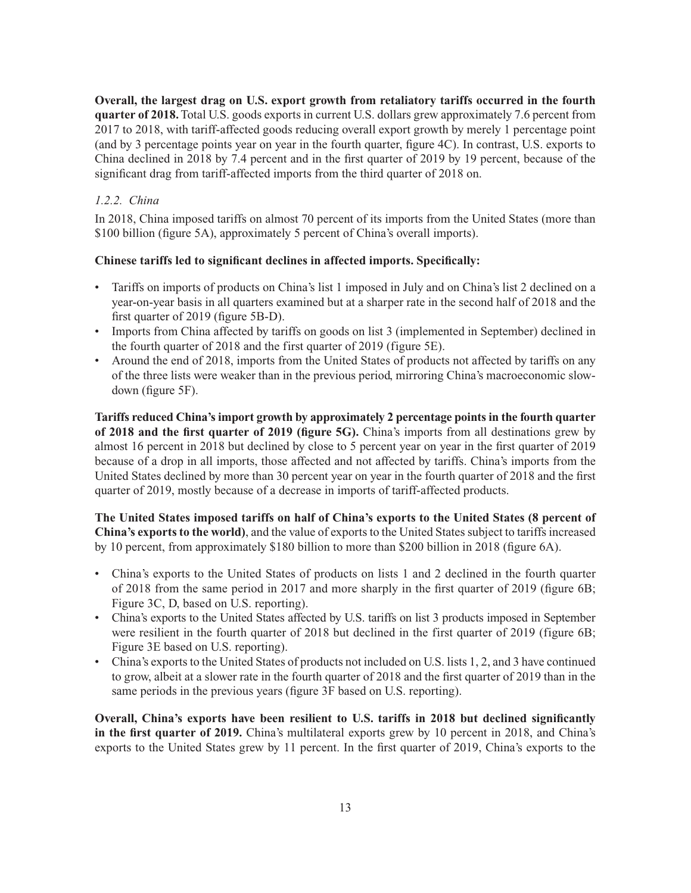**Overall, the largest drag on U.S. export growth from retaliatory tariffs occurred in the fourth quarter of 2018.** Total U.S. goods exports in current U.S. dollars grew approximately 7.6 percent from 2017 to 2018, with tariff-affected goods reducing overall export growth by merely 1 percentage point (and by 3 percentage points year on year in the fourth quarter, figure 4C). In contrast, U.S. exports to China declined in 2018 by 7.4 percent and in the first quarter of 2019 by 19 percent, because of the significant drag from tariff-affected imports from the third quarter of 2018 on.

### *1.2.2. China*

In 2018, China imposed tariffs on almost 70 percent of its imports from the United States (more than $100 billion (figure 5A), approximately 5 percent of China's overall imports).

**Chinese tariffs led to significant declines in affected imports. Specifically:**

- Tariffs on imports of products on China's list 1 imposed in July and on China's list 2 declined on a year-on-year basis in all quarters examined but at a sharper rate in the second half of 2018 and the first quarter of 2019 (figure 5B-D).
- Imports from China affected by tariffs on goods on list 3 (implemented in September) declined in the fourth quarter of 2018 and the first quarter of 2019 (figure 5E).
- Around the end of 2018, imports from the United States of products not affected by tariffs on any of the three lists were weaker than in the previous period, mirroring China's macroeconomic slowdown (figure 5F).

**Tariffs reduced China's import growth by approximately 2 percentage points in the fourth quarter of 2018 and the first quarter of 2019 (figure 5G).** China's imports from all destinations grew by almost 16 percent in 2018 but declined by close to 5 percent year on year in the first quarter of 2019 because of a drop in all imports, those affected and not affected by tariffs. China's imports from the United States declined by more than 30 percent year on year in the fourth quarter of 2018 and the first quarter of 2019, mostly because of a decrease in imports of tariff-affected products.

**The United States imposed tariffs on half of China's exports to the United States (8 percent of China's exports to the world)**, and the value of exports to the United States subject to tariffs increased by 10 percent, from approximately $180 billion to more than $200 billion in 2018 (figure 6A).

- China's exports to the United States of products on lists 1 and 2 declined in the fourth quarter of 2018 from the same period in 2017 and more sharply in the first quarter of 2019 (figure 6B; Figure 3C, D, based on U.S. reporting).
- China's exports to the United States affected by U.S. tariffs on list 3 products imposed in September were resilient in the fourth quarter of 2018 but declined in the first quarter of 2019 (figure 6B; Figure 3E based on U.S. reporting).
- China's exports to the United States of products not included on U.S. lists 1, 2, and 3 have continued to grow, albeit at a slower rate in the fourth quarter of 2018 and the first quarter of 2019 than in the same periods in the previous years (figure 3F based on U.S. reporting).

**Overall, China's exports have been resilient to U.S. tariffs in 2018 but declined significantly in the first quarter of 2019.** China's multilateral exports grew by 10 percent in 2018, and China's exports to the United States grew by 11 percent. In the first quarter of 2019, China's exports to the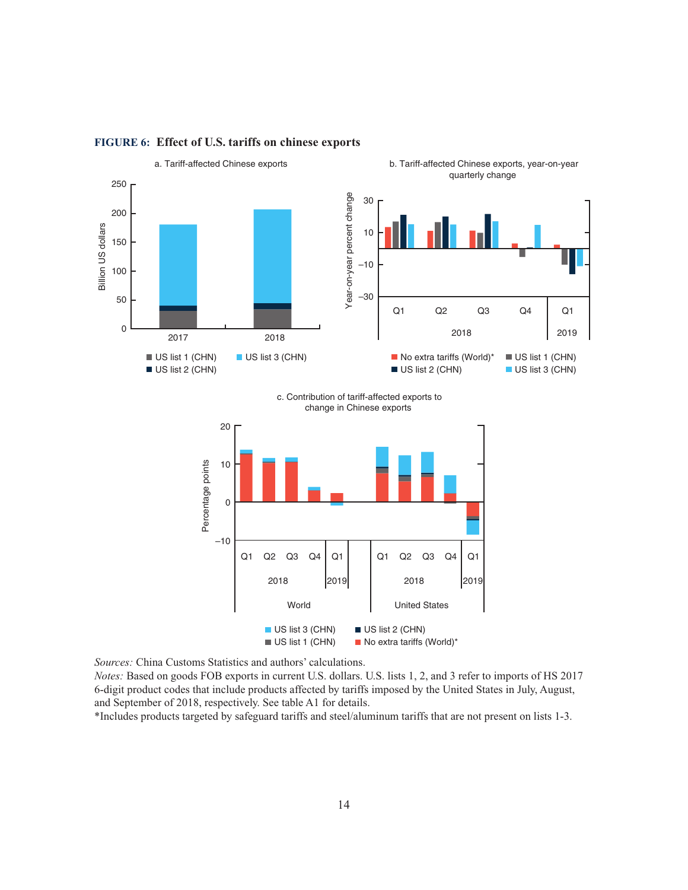**FIGURE 6: Effect of U.S. tariffs on chinese exports**

a. Tariff-affected Chinese exports

b. Tariff-affected Chinese exports, year-on-year quarterly change

c. Contribution of tariff-affected exports to change in Chinese exports

*Sources:* China Customs Statistics and authors' calculations.

*Notes:* Based on goods FOB exports in current U.S. dollars. U.S. lists 1, 2, and 3 refer to imports of HS 2017 6-digit product codes that include products affected by tariffs imposed by the United States in July, August, and September of 2018, respectively. See table A1 for details.

*Includes products targeted by safeguard tariffs and steel/aluminum tariffs that are not present on lists 1-3.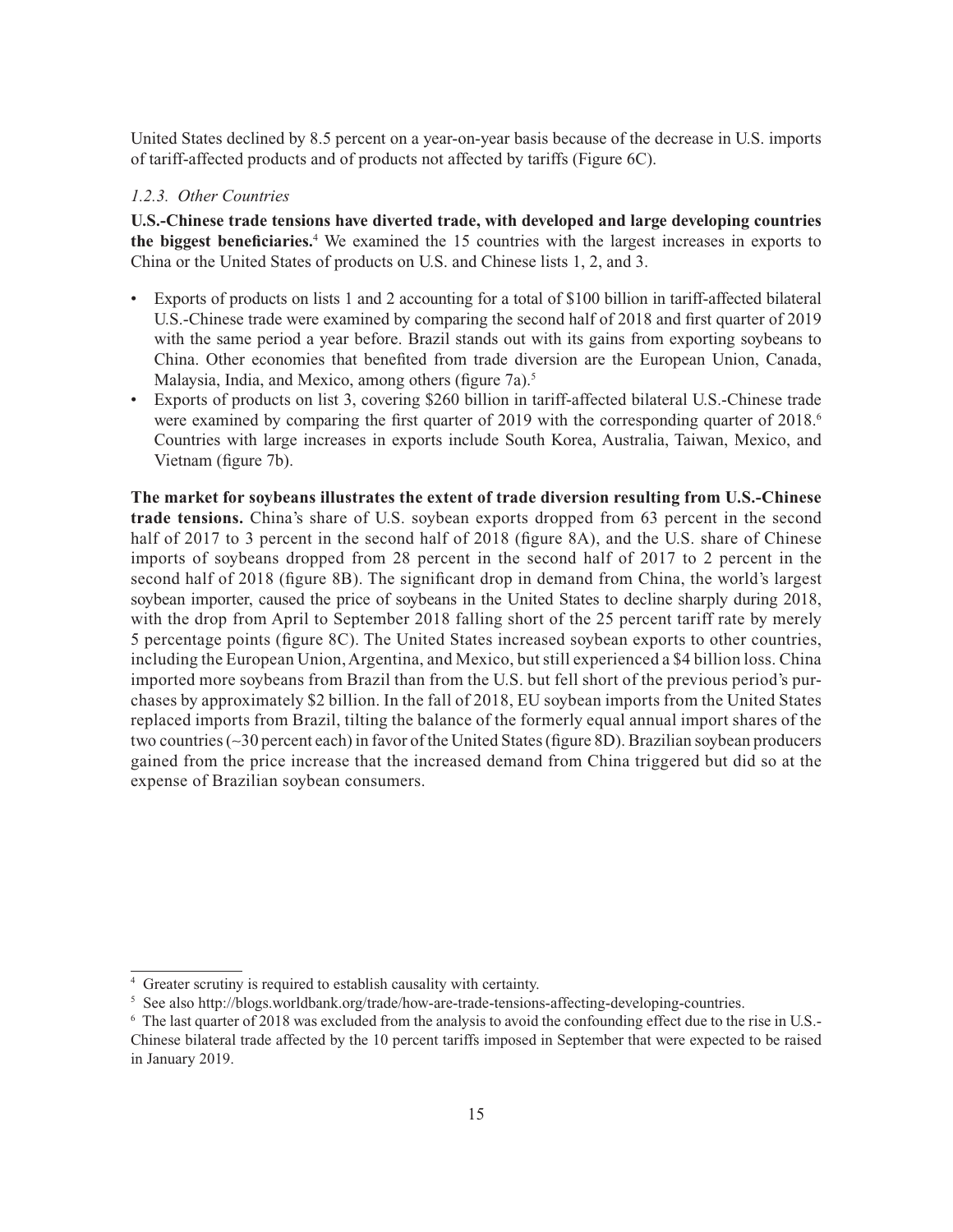United States declined by 8.5 percent on a year-on-year basis because of the decrease in U.S. imports of tariff-affected products and of products not affected by tariffs (Figure 6C).

### *1.2.3. Other Countries*

**U.S.-Chinese trade tensions have diverted trade, with developed and large developing countries the biggest beneficiaries.**[4] We examined the 15 countries with the largest increases in exports to China or the United States of products on U.S. and Chinese lists 1, 2, and 3.

- Exports of products on lists 1 and 2 accounting for a total of $100 billion in tariff-affected bilateral U.S.-Chinese trade were examined by comparing the second half of 2018 and first quarter of 2019 with the same period a year before. Brazil stands out with its gains from exporting soybeans to China. Other economies that benefited from trade diversion are the European Union, Canada, Malaysia, India, and Mexico, among others (figure 7a).[5]
- Exports of products on list 3, covering $260 billion in tariff-affected bilateral U.S.-Chinese trade were examined by comparing the first quarter of 2019 with the corresponding quarter of 2018.[6] Countries with large increases in exports include South Korea, Australia, Taiwan, Mexico, and Vietnam (figure 7b).

**The market for soybeans illustrates the extent of trade diversion resulting from U.S.-Chinese trade tensions.** China's share of U.S. soybean exports dropped from 63 percent in the second half of 2017 to 3 percent in the second half of 2018 (figure 8A), and the U.S. share of Chinese imports of soybeans dropped from 28 percent in the second half of 2017 to 2 percent in the second half of 2018 (figure 8B). The significant drop in demand from China, the world's largest soybean importer, caused the price of soybeans in the United States to decline sharply during 2018, with the drop from April to September 2018 falling short of the 25 percent tariff rate by merely 5 percentage points (figure 8C). The United States increased soybean exports to other countries, including the European Union, Argentina, and Mexico, but still experienced a $4 billion loss. China imported more soybeans from Brazil than from the U.S. but fell short of the previous period's purchases by approximately $2 billion. In the fall of 2018, EU soybean imports from the United States replaced imports from Brazil, tilting the balance of the formerly equal annual import shares of the two countries (~30 percent each) in favor of the United States (figure 8D). Brazilian soybean producers gained from the price increase that the increased demand from China triggered but did so at the expense of Brazilian soybean consumers.

---

[4] Greater scrutiny is required to establish causality with certainty.

[5] See also http://blogs.worldbank.org/trade/how-are-trade-tensions-affecting-developing-countries.

[6] The last quarter of 2018 was excluded from the analysis to avoid the confounding effect due to the rise in U.S.-Chinese bilateral trade affected by the 10 percent tariffs imposed in September that were expected to be raised in January 2019.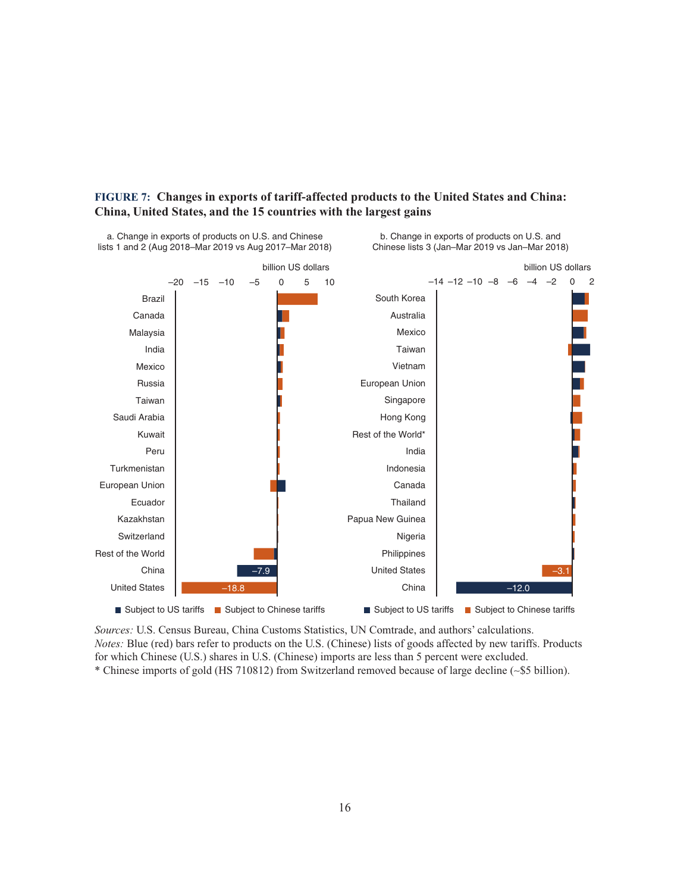**FIGURE 7: Changes in exports of tariff-affected products to the United States and China: China, United States, and the 15 countries with the largest gains**

a. Change in exports of products on U.S. and Chinese lists 1 and 2 (Aug 2018–Mar 2019 vs Aug 2017–Mar 2018)

billion US dollars

–20 –15 –10 –5 0 5 10

Brazil
Canada
Malaysia
India
Mexico
Russia
Taiwan
Saudi Arabia
Kuwait
Peru
Turkmenistan
European Union
Ecuador
Kazakhstan
Switzerland
Rest of the World
China –7.9
United States –18.8

■ Subject to US tariffs ■ Subject to Chinese tariffs

b. Change in exports of products on U.S. and Chinese lists 3 (Jan–Mar 2019 vs Jan–Mar 2018)

billion US dollars

–14 –12 –10 –8 –6 –4 –2 0 2

South Korea
Australia
Mexico
Taiwan
Vietnam
European Union
Singapore
Hong Kong
Rest of the World*
India
Indonesia
Canada
Thailand
Papua New Guinea
Nigeria
Philippines
United States –3.1
China –12.0

■ Subject to US tariffs ■ Subject to Chinese tariffs

*Sources:* U.S. Census Bureau, China Customs Statistics, UN Comtrade, and authors' calculations.
*Notes:* Blue (red) bars refer to products on the U.S. (Chinese) lists of goods affected by new tariffs. Products for which Chinese (U.S.) shares in U.S. (Chinese) imports are less than 5 percent were excluded.
* Chinese imports of gold (HS 710812) from Switzerland removed because of large decline (~$5 billion).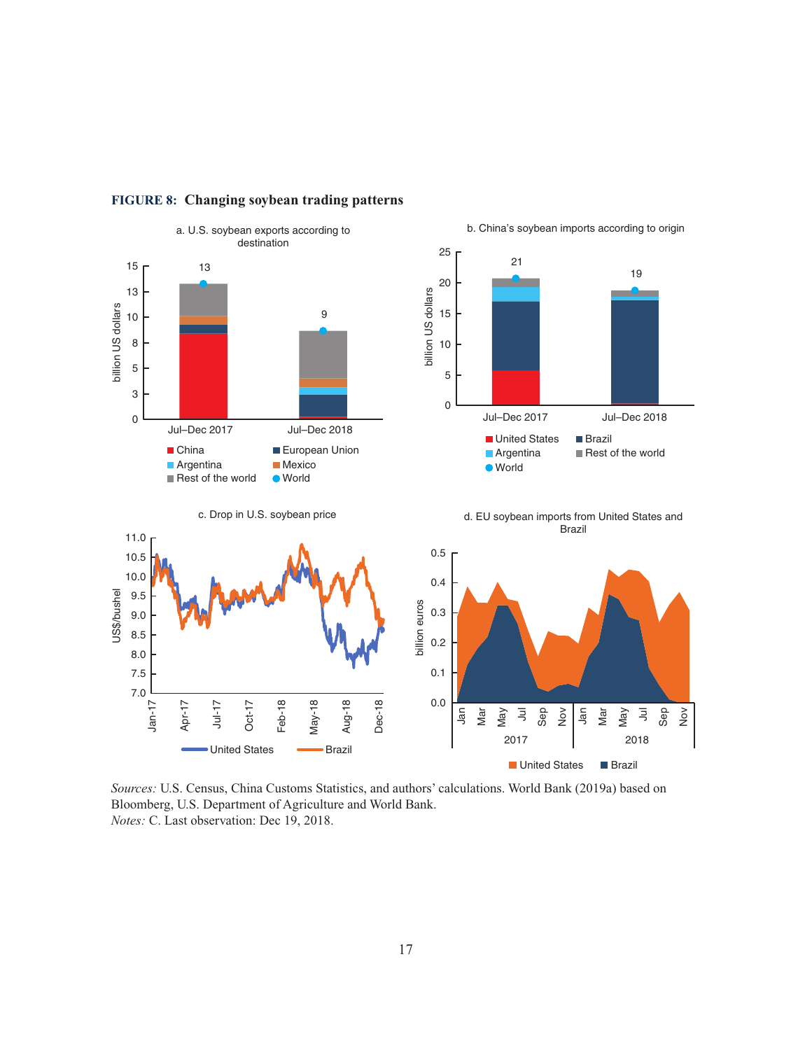**FIGURE 8: Changing soybean trading patterns**

a. U.S. soybean exports according to destination

b. China's soybean imports according to origin

c. Drop in U.S. soybean price

d. EU soybean imports from United States and Brazil

*Sources:* U.S. Census, China Customs Statistics, and authors' calculations. World Bank (2019a) based on Bloomberg, U.S. Department of Agriculture and World Bank.
*Notes:* C. Last observation: Dec 19, 2018.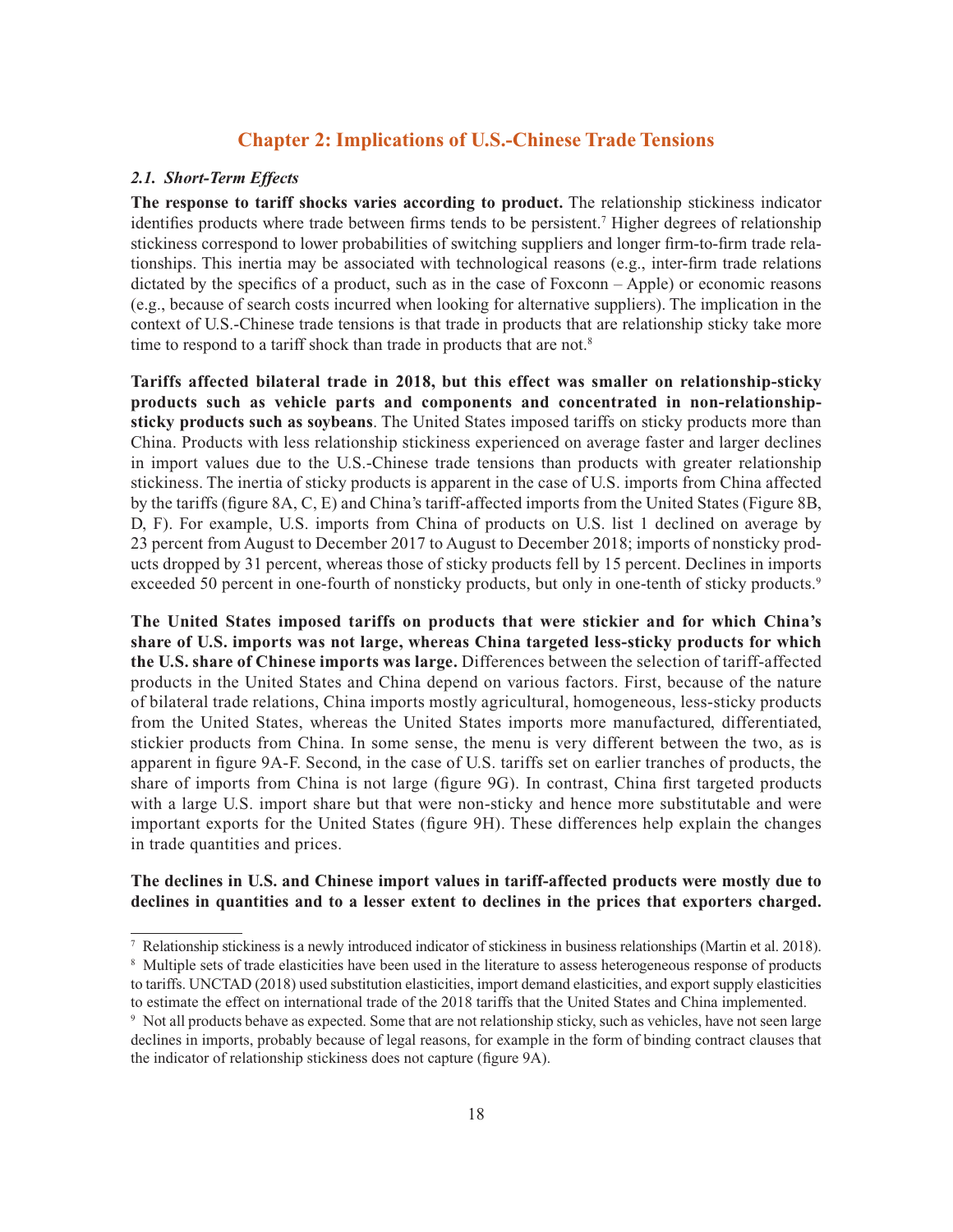# Chapter 2: Implications of U.S.-Chinese Trade Tensions

### *2.1. Short-Term Effects*

**The response to tariff shocks varies according to product.** The relationship stickiness indicator identifies products where trade between firms tends to be persistent.[7] Higher degrees of relationship stickiness correspond to lower probabilities of switching suppliers and longer firm-to-firm trade relationships. This inertia may be associated with technological reasons (e.g., inter-firm trade relations dictated by the specifics of a product, such as in the case of Foxconn – Apple) or economic reasons (e.g., because of search costs incurred when looking for alternative suppliers). The implication in the context of U.S.-Chinese trade tensions is that trade in products that are relationship sticky take more time to respond to a tariff shock than trade in products that are not.[8]

**Tariffs affected bilateral trade in 2018, but this effect was smaller on relationship-sticky products such as vehicle parts and components and concentrated in non-relationship-sticky products such as soybeans**. The United States imposed tariffs on sticky products more than China. Products with less relationship stickiness experienced on average faster and larger declines in import values due to the U.S.-Chinese trade tensions than products with greater relationship stickiness. The inertia of sticky products is apparent in the case of U.S. imports from China affected by the tariffs (figure 8A, C, E) and China's tariff-affected imports from the United States (Figure 8B, D, F). For example, U.S. imports from China of products on U.S. list 1 declined on average by 23 percent from August to December 2017 to August to December 2018; imports of nonsticky products dropped by 31 percent, whereas those of sticky products fell by 15 percent. Declines in imports exceeded 50 percent in one-fourth of nonsticky products, but only in one-tenth of sticky products.[9]

**The United States imposed tariffs on products that were stickier and for which China's share of U.S. imports was not large, whereas China targeted less-sticky products for which the U.S. share of Chinese imports was large.** Differences between the selection of tariff-affected products in the United States and China depend on various factors. First, because of the nature of bilateral trade relations, China imports mostly agricultural, homogeneous, less-sticky products from the United States, whereas the United States imports more manufactured, differentiated, stickier products from China. In some sense, the menu is very different between the two, as is apparent in figure 9A-F. Second, in the case of U.S. tariffs set on earlier tranches of products, the share of imports from China is not large (figure 9G). In contrast, China first targeted products with a large U.S. import share but that were non-sticky and hence more substitutable and were important exports for the United States (figure 9H). These differences help explain the changes in trade quantities and prices.

**The declines in U.S. and Chinese import values in tariff-affected products were mostly due to declines in quantities and to a lesser extent to declines in the prices that exporters charged.**

---

[7] Relationship stickiness is a newly introduced indicator of stickiness in business relationships (Martin et al. 2018).

[8] Multiple sets of trade elasticities have been used in the literature to assess heterogeneous response of products to tariffs. UNCTAD (2018) used substitution elasticities, import demand elasticities, and export supply elasticities to estimate the effect on international trade of the 2018 tariffs that the United States and China implemented.

[9] Not all products behave as expected. Some that are not relationship sticky, such as vehicles, have not seen large declines in imports, probably because of legal reasons, for example in the form of binding contract clauses that the indicator of relationship stickiness does not capture (figure 9A).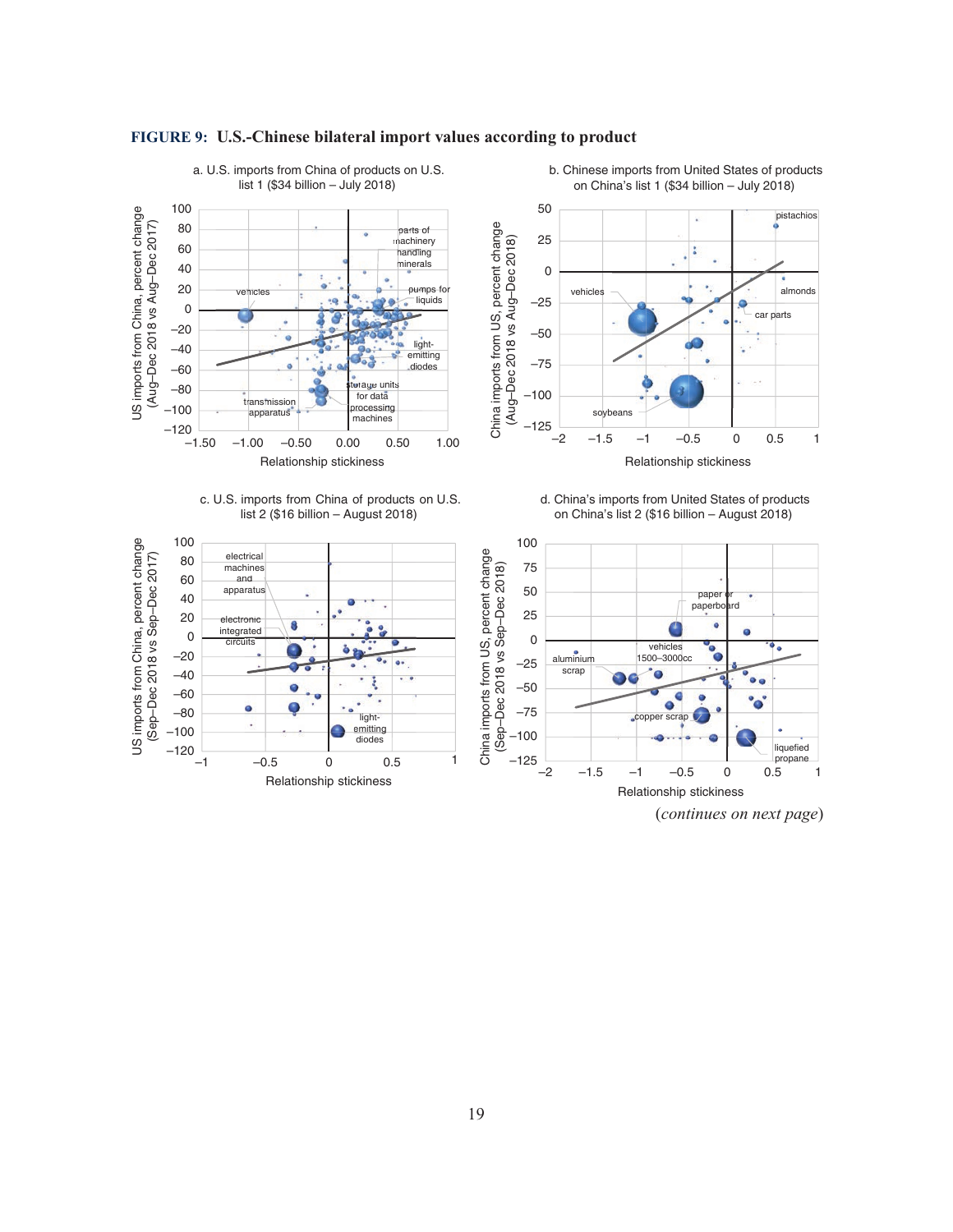**FIGURE 9: U.S.-Chinese bilateral import values according to product**

(*continues on next page*)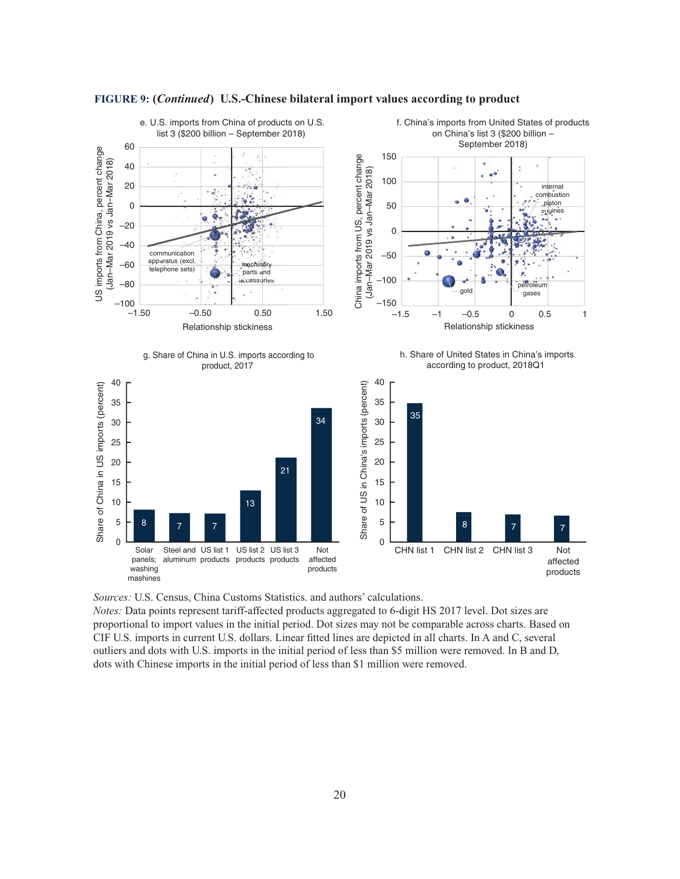**FIGURE 9: (*Continued*) U.S.-Chinese bilateral import values according to product**

e. U.S. imports from China of products on U.S. list 3 ($200 billion – September 2018)

f. China's imports from United States of products on China's list 3 ($200 billion – September 2018)

g. Share of China in U.S. imports according to product, 2017

| Product | Share of China in US imports (percent) |
| --- | --- |
| Solar panels; washing mashines | 8 |
| Steel and aluminum | 7 |
| US list 1 products | 7 |
| US list 2 products | 13 |
| US list 3 products | 21 |
| Not affected products | 34 |

h. Share of United States in China's imports according to product, 2018Q1

| Product | Share of US in China's imports (percent) |
| --- | --- |
| CHN list 1 | 35 |
| CHN list 2 | 8 |
| CHN list 3 | 7 |
| Not affected products | 7 |

*Sources:* U.S. Census, China Customs Statistics. and authors' calculations.
*Notes:* Data points represent tariff-affected products aggregated to 6-digit HS 2017 level. Dot sizes are proportional to import values in the initial period. Dot sizes may not be comparable across charts. Based on CIF U.S. imports in current U.S. dollars. Linear fitted lines are depicted in all charts. In A and C, several outliers and dots with U.S. imports in the initial period of less than $5 million were removed. In B and D, dots with Chinese imports in the initial period of less than $1 million were removed.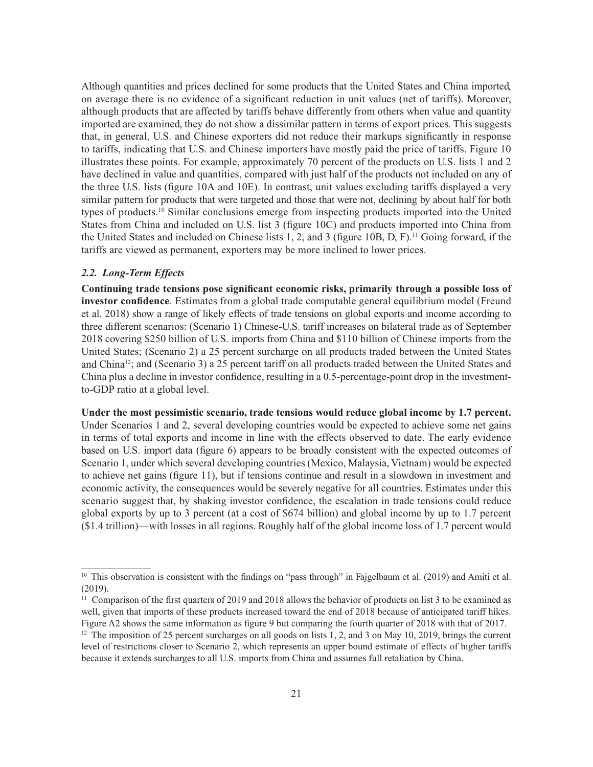Although quantities and prices declined for some products that the United States and China imported, on average there is no evidence of a significant reduction in unit values (net of tariffs). Moreover, although products that are affected by tariffs behave differently from others when value and quantity imported are examined, they do not show a dissimilar pattern in terms of export prices. This suggests that, in general, U.S. and Chinese exporters did not reduce their markups significantly in response to tariffs, indicating that U.S. and Chinese importers have mostly paid the price of tariffs. Figure 10 illustrates these points. For example, approximately 70 percent of the products on U.S. lists 1 and 2 have declined in value and quantities, compared with just half of the products not included on any of the three U.S. lists (figure 10A and 10E). In contrast, unit values excluding tariffs displayed a very similar pattern for products that were targeted and those that were not, declining by about half for both types of products.[10] Similar conclusions emerge from inspecting products imported into the United States from China and included on U.S. list 3 (figure 10C) and products imported into China from the United States and included on Chinese lists 1, 2, and 3 (figure 10B, D, F).[11] Going forward, if the tariffs are viewed as permanent, exporters may be more inclined to lower prices.

### *2.2. Long-Term Effects*

**Continuing trade tensions pose significant economic risks, primarily through a possible loss of investor confidence**. Estimates from a global trade computable general equilibrium model (Freund et al. 2018) show a range of likely effects of trade tensions on global exports and income according to three different scenarios: (Scenario 1) Chinese-U.S. tariff increases on bilateral trade as of September 2018 covering \$250 billion of U.S. imports from China and \$110 billion of Chinese imports from the United States; (Scenario 2) a 25 percent surcharge on all products traded between the United States and China[12]; and (Scenario 3) a 25 percent tariff on all products traded between the United States and China plus a decline in investor confidence, resulting in a 0.5-percentage-point drop in the investment-to-GDP ratio at a global level.

**Under the most pessimistic scenario, trade tensions would reduce global income by 1.7 percent.** Under Scenarios 1 and 2, several developing countries would be expected to achieve some net gains in terms of total exports and income in line with the effects observed to date. The early evidence based on U.S. import data (figure 6) appears to be broadly consistent with the expected outcomes of Scenario 1, under which several developing countries (Mexico, Malaysia, Vietnam) would be expected to achieve net gains (figure 11), but if tensions continue and result in a slowdown in investment and economic activity, the consequences would be severely negative for all countries. Estimates under this scenario suggest that, by shaking investor confidence, the escalation in trade tensions could reduce global exports by up to 3 percent (at a cost of \$674 billion) and global income by up to 1.7 percent (\$1.4 trillion)—with losses in all regions. Roughly half of the global income loss of 1.7 percent would

---

[10] This observation is consistent with the findings on "pass through" in Fajgelbaum et al. (2019) and Amiti et al. (2019).

[11] Comparison of the first quarters of 2019 and 2018 allows the behavior of products on list 3 to be examined as well, given that imports of these products increased toward the end of 2018 because of anticipated tariff hikes. Figure A2 shows the same information as figure 9 but comparing the fourth quarter of 2018 with that of 2017.

[12] The imposition of 25 percent surcharges on all goods on lists 1, 2, and 3 on May 10, 2019, brings the current level of restrictions closer to Scenario 2, which represents an upper bound estimate of effects of higher tariffs because it extends surcharges to all U.S. imports from China and assumes full retaliation by China.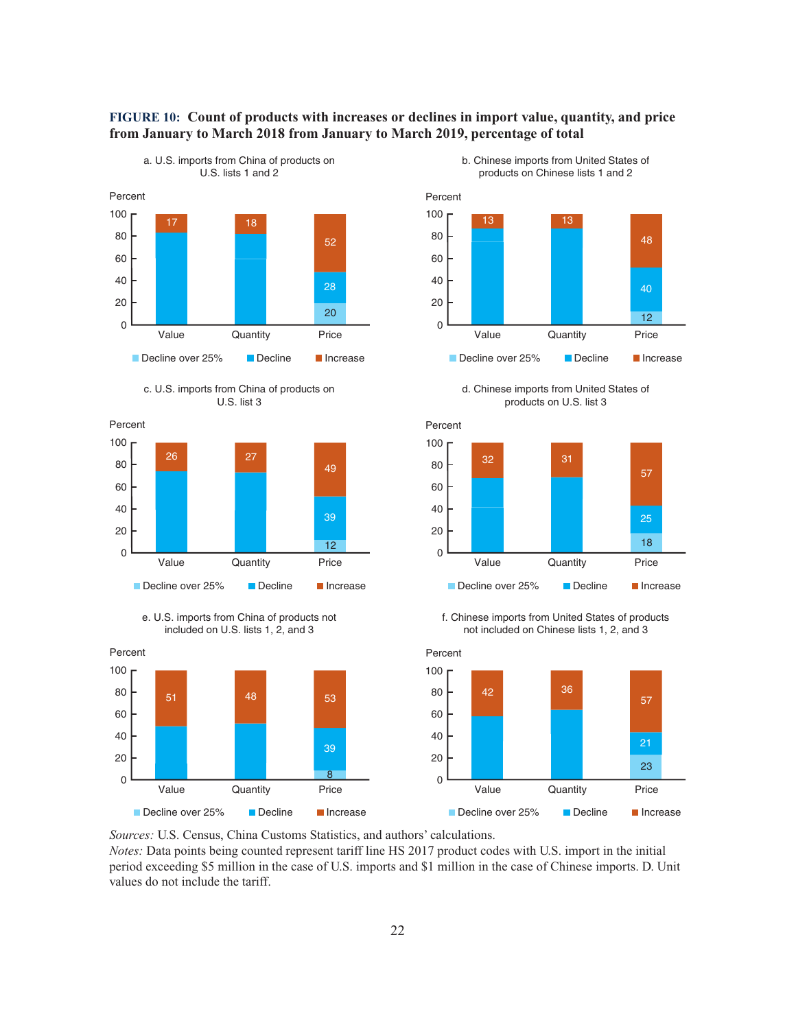**FIGURE 10: Count of products with increases or declines in import value, quantity, and price from January to March 2018 from January to March 2019, percentage of total**

a. U.S. imports from China of products on U.S. lists 1 and 2

| | Value | Quantity | Price |
|---|---|---|---|
| Decline over 25% | | | 20 |
| Decline | | | 28 |
| Increase | 17 | 18 | 52 |

b. Chinese imports from United States of products on Chinese lists 1 and 2

| | Value | Quantity | Price |
|---|---|---|---|
| Decline over 25% | | | 12 |
| Decline | | | 40 |
| Increase | 13 | 13 | 48 |

c. U.S. imports from China of products on U.S. list 3

| | Value | Quantity | Price |
|---|---|---|---|
| Decline over 25% | | | 12 |
| Decline | | | 39 |
| Increase | 26 | 27 | 49 |

d. Chinese imports from United States of products on U.S. list 3

| | Value | Quantity | Price |
|---|---|---|---|
| Decline over 25% | | | 18 |
| Decline | | | 25 |
| Increase | 32 | 31 | 57 |

e. U.S. imports from China of products not included on U.S. lists 1, 2, and 3

| | Value | Quantity | Price |
|---|---|---|---|
| Decline over 25% | | | 8 |
| Decline | | | 39 |
| Increase | 51 | 48 | 53 |

f. Chinese imports from United States of products not included on Chinese lists 1, 2, and 3

| | Value | Quantity | Price |
|---|---|---|---|
| Decline over 25% | | | 23 |
| Decline | | | 21 |
| Increase | 42 | 36 | 57 |

*Sources:* U.S. Census, China Customs Statistics, and authors' calculations.
*Notes:* Data points being counted represent tariff line HS 2017 product codes with U.S. import in the initial period exceeding \$5 million in the case of U.S. imports and \$1 million in the case of Chinese imports. D. Unit values do not include the tariff.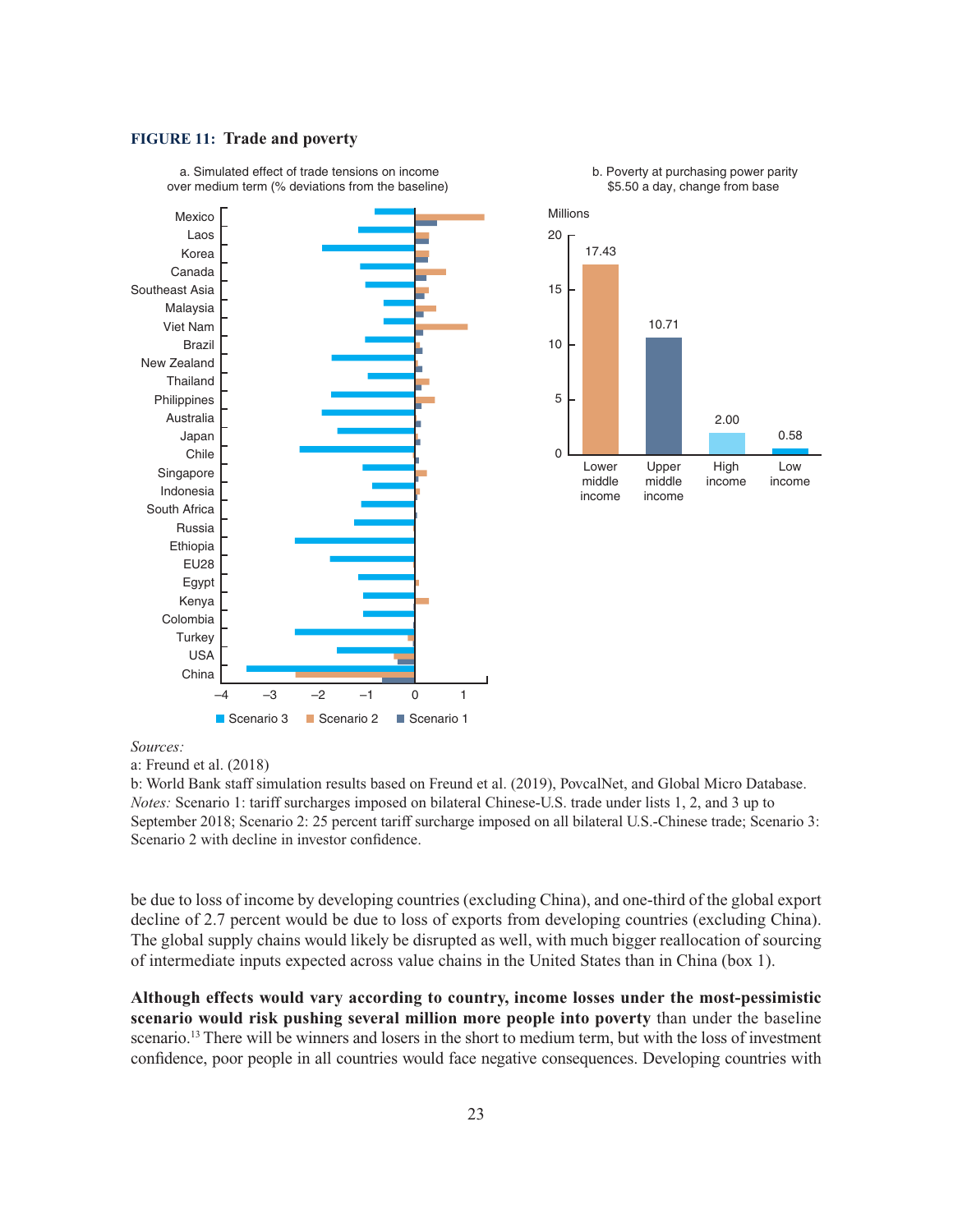**FIGURE 11: Trade and poverty**

a. Simulated effect of trade tensions on income over medium term (% deviations from the baseline)

b. Poverty at purchasing power parity $5.50 a day, change from base

| Income group | Millions |
|---|---|
| Lower middle income | 17.43 |
| Upper middle income | 10.71 |
| High income | 2.00 |
| Low income | 0.58 |

*Sources:*
a: Freund et al. (2018)
b: World Bank staff simulation results based on Freund et al. (2019), PovcalNet, and Global Micro Database.
*Notes:* Scenario 1: tariff surcharges imposed on bilateral Chinese-U.S. trade under lists 1, 2, and 3 up to September 2018; Scenario 2: 25 percent tariff surcharge imposed on all bilateral U.S.-Chinese trade; Scenario 3: Scenario 2 with decline in investor confidence.

be due to loss of income by developing countries (excluding China), and one-third of the global export decline of 2.7 percent would be due to loss of exports from developing countries (excluding China). The global supply chains would likely be disrupted as well, with much bigger reallocation of sourcing of intermediate inputs expected across value chains in the United States than in China (box 1).

**Although effects would vary according to country, income losses under the most-pessimistic scenario would risk pushing several million more people into poverty** than under the baseline scenario.[13] There will be winners and losers in the short to medium term, but with the loss of investment confidence, poor people in all countries would face negative consequences. Developing countries with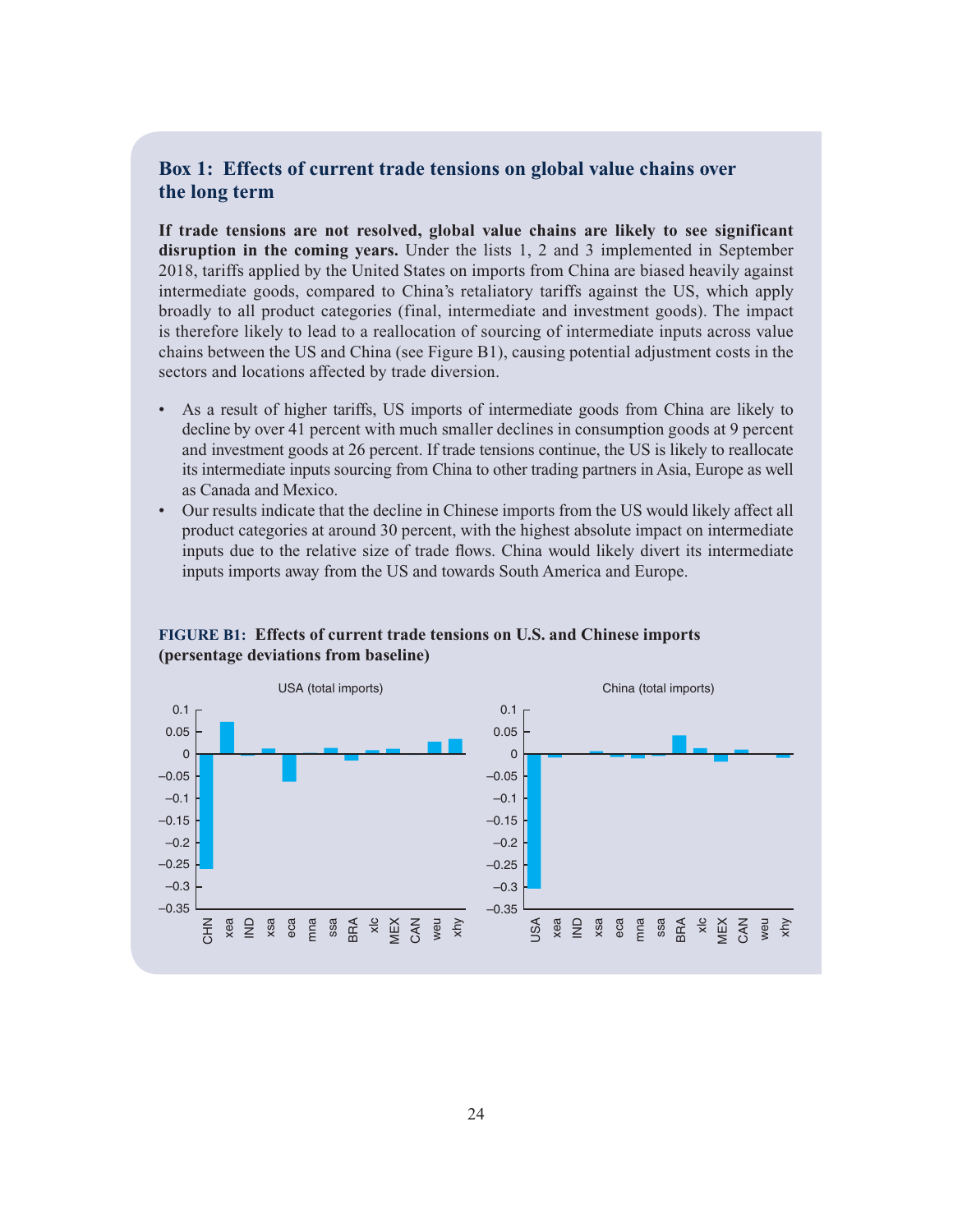## Box 1: Effects of current trade tensions on global value chains over the long term

**If trade tensions are not resolved, global value chains are likely to see significant disruption in the coming years.** Under the lists 1, 2 and 3 implemented in September 2018, tariffs applied by the United States on imports from China are biased heavily against intermediate goods, compared to China's retaliatory tariffs against the US, which apply broadly to all product categories (final, intermediate and investment goods). The impact is therefore likely to lead to a reallocation of sourcing of intermediate inputs across value chains between the US and China (see Figure B1), causing potential adjustment costs in the sectors and locations affected by trade diversion.

- As a result of higher tariffs, US imports of intermediate goods from China are likely to decline by over 41 percent with much smaller declines in consumption goods at 9 percent and investment goods at 26 percent. If trade tensions continue, the US is likely to reallocate its intermediate inputs sourcing from China to other trading partners in Asia, Europe as well as Canada and Mexico.
- Our results indicate that the decline in Chinese imports from the US would likely affect all product categories at around 30 percent, with the highest absolute impact on intermediate inputs due to the relative size of trade flows. China would likely divert its intermediate inputs imports away from the US and towards South America and Europe.

**FIGURE B1: Effects of current trade tensions on U.S. and Chinese imports (persentage deviations from baseline)**

USA (total imports)

China (total imports)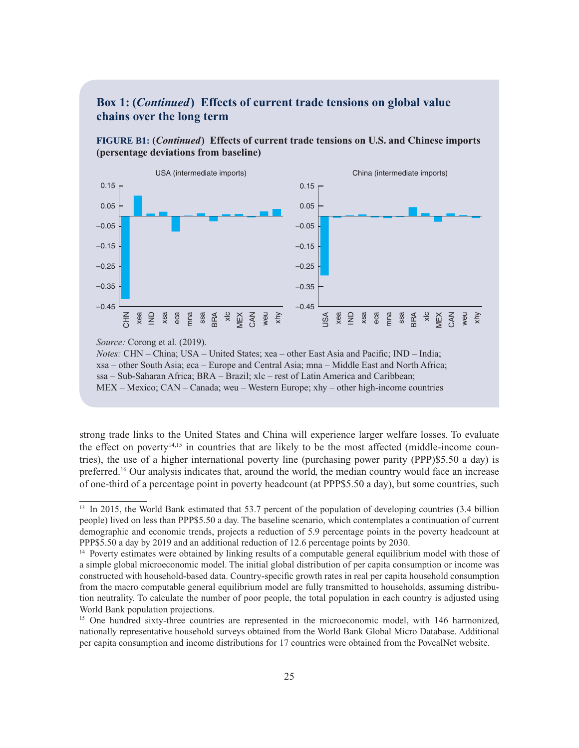## Box 1: (*Continued*) Effects of current trade tensions on global value chains over the long term

**FIGURE B1: (*Continued*) Effects of current trade tensions on U.S. and Chinese imports (persentage deviations from baseline)**

*Source:* Corong et al. (2019).
*Notes:* CHN – China; USA – United States; xea – other East Asia and Pacific; IND – India; xsa – other South Asia; eca – Europe and Central Asia; mna – Middle East and North Africa; ssa – Sub-Saharan Africa; BRA – Brazil; xlc – rest of Latin America and Caribbean; MEX – Mexico; CAN – Canada; weu – Western Europe; xhy – other high-income countries

strong trade links to the United States and China will experience larger welfare losses. To evaluate the effect on poverty[14,15] in countries that are likely to be the most affected (middle-income countries), the use of a higher international poverty line (purchasing power parity (PPP)$5.50 a day) is preferred.[16] Our analysis indicates that, around the world, the median country would face an increase of one-third of a percentage point in poverty headcount (at PPP$5.50 a day), but some countries, such

---

[13] In 2015, the World Bank estimated that 53.7 percent of the population of developing countries (3.4 billion people) lived on less than PPP$5.50 a day. The baseline scenario, which contemplates a continuation of current demographic and economic trends, projects a reduction of 5.9 percentage points in the poverty headcount at PPP$5.50 a day by 2019 and an additional reduction of 12.6 percentage points by 2030.

[14] Poverty estimates were obtained by linking results of a computable general equilibrium model with those of a simple global microeconomic model. The initial global distribution of per capita consumption or income was constructed with household-based data. Country-specific growth rates in real per capita household consumption from the macro computable general equilibrium model are fully transmitted to households, assuming distribution neutrality. To calculate the number of poor people, the total population in each country is adjusted using World Bank population projections.

[15] One hundred sixty-three countries are represented in the microeconomic model, with 146 harmonized, nationally representative household surveys obtained from the World Bank Global Micro Database. Additional per capita consumption and income distributions for 17 countries were obtained from the PovcalNet website.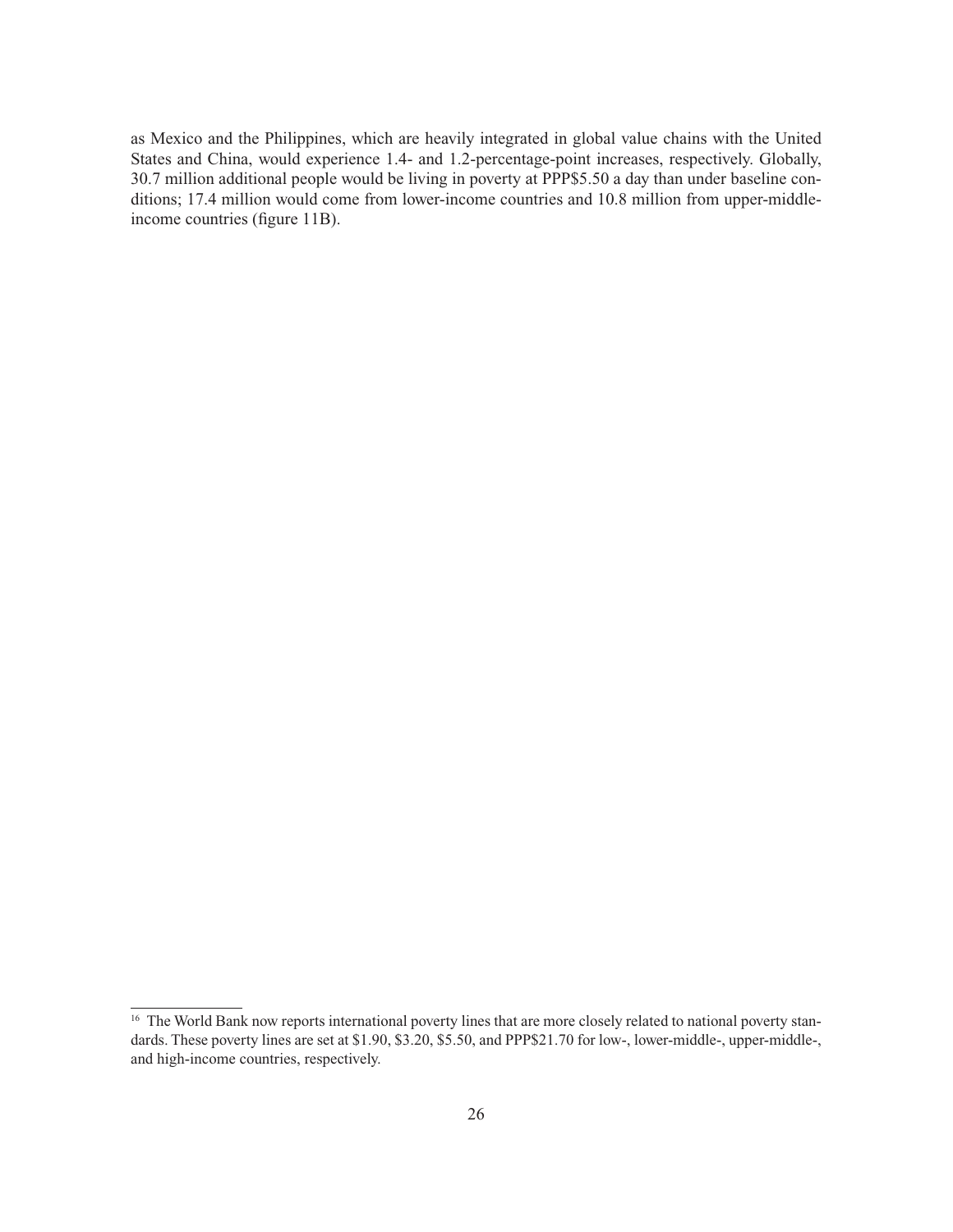as Mexico and the Philippines, which are heavily integrated in global value chains with the United States and China, would experience 1.4- and 1.2-percentage-point increases, respectively. Globally, 30.7 million additional people would be living in poverty at PPP$5.50 a day than under baseline conditions; 17.4 million would come from lower-income countries and 10.8 million from upper-middle-income countries (figure 11B).

[16] The World Bank now reports international poverty lines that are more closely related to national poverty standards. These poverty lines are set at $1.90, $3.20, $5.50, and PPP$21.70 for low-, lower-middle-, upper-middle-, and high-income countries, respectively.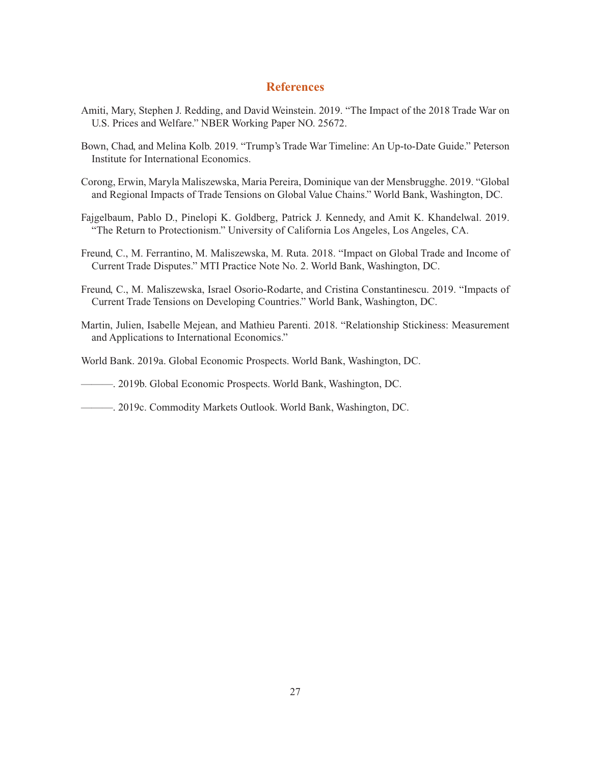## References

Amiti, Mary, Stephen J. Redding, and David Weinstein. 2019. "The Impact of the 2018 Trade War on U.S. Prices and Welfare." NBER Working Paper NO. 25672.

Bown, Chad, and Melina Kolb. 2019. "Trump's Trade War Timeline: An Up-to-Date Guide." Peterson Institute for International Economics.

Corong, Erwin, Maryla Maliszewska, Maria Pereira, Dominique van der Mensbrugghe. 2019. "Global and Regional Impacts of Trade Tensions on Global Value Chains." World Bank, Washington, DC.

Fajgelbaum, Pablo D., Pinelopi K. Goldberg, Patrick J. Kennedy, and Amit K. Khandelwal. 2019. "The Return to Protectionism." University of California Los Angeles, Los Angeles, CA.

Freund, C., M. Ferrantino, M. Maliszewska, M. Ruta. 2018. "Impact on Global Trade and Income of Current Trade Disputes." MTI Practice Note No. 2. World Bank, Washington, DC.

Freund, C., M. Maliszewska, Israel Osorio-Rodarte, and Cristina Constantinescu. 2019. "Impacts of Current Trade Tensions on Developing Countries." World Bank, Washington, DC.

Martin, Julien, Isabelle Mejean, and Mathieu Parenti. 2018. "Relationship Stickiness: Measurement and Applications to International Economics."

World Bank. 2019a. Global Economic Prospects. World Bank, Washington, DC.

———. 2019b. Global Economic Prospects. World Bank, Washington, DC.

———. 2019c. Commodity Markets Outlook. World Bank, Washington, DC.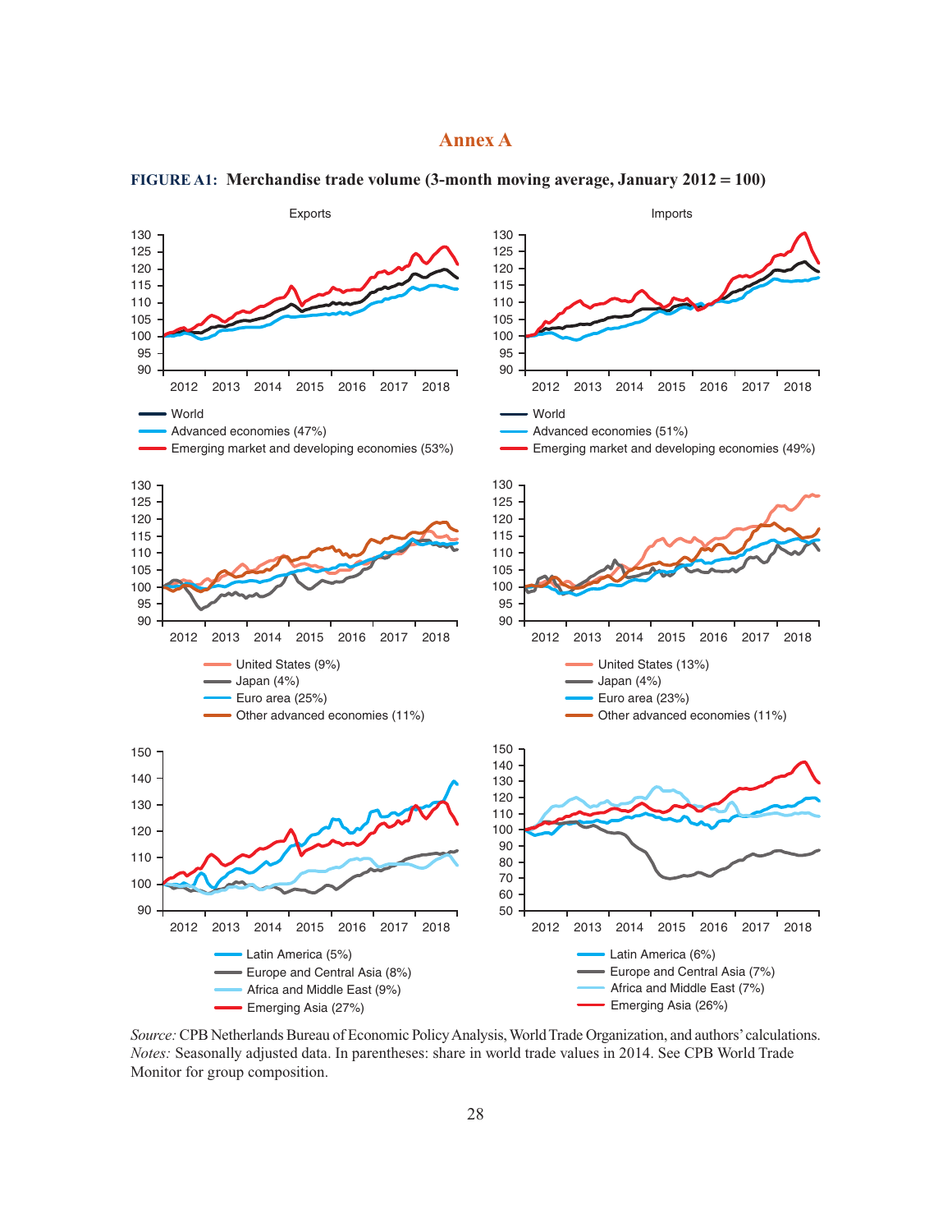# Annex A

**FIGURE A1: Merchandise trade volume (3-month moving average, January 2012 = 100)**

Exports

Imports

- World
- Advanced economies (47%)
- Emerging market and developing economies (53%)

- World
- Advanced economies (51%)
- Emerging market and developing economies (49%)

- United States (9%)
- Japan (4%)
- Euro area (25%)
- Other advanced economies (11%)

- United States (13%)
- Japan (4%)
- Euro area (23%)
- Other advanced economies (11%)

- Latin America (5%)
- Europe and Central Asia (8%)
- Africa and Middle East (9%)
- Emerging Asia (27%)

- Latin America (6%)
- Europe and Central Asia (7%)
- Africa and Middle East (7%)
- Emerging Asia (26%)

*Source:* CPB Netherlands Bureau of Economic Policy Analysis, World Trade Organization, and authors' calculations.
*Notes:* Seasonally adjusted data. In parentheses: share in world trade values in 2014. See CPB World Trade Monitor for group composition.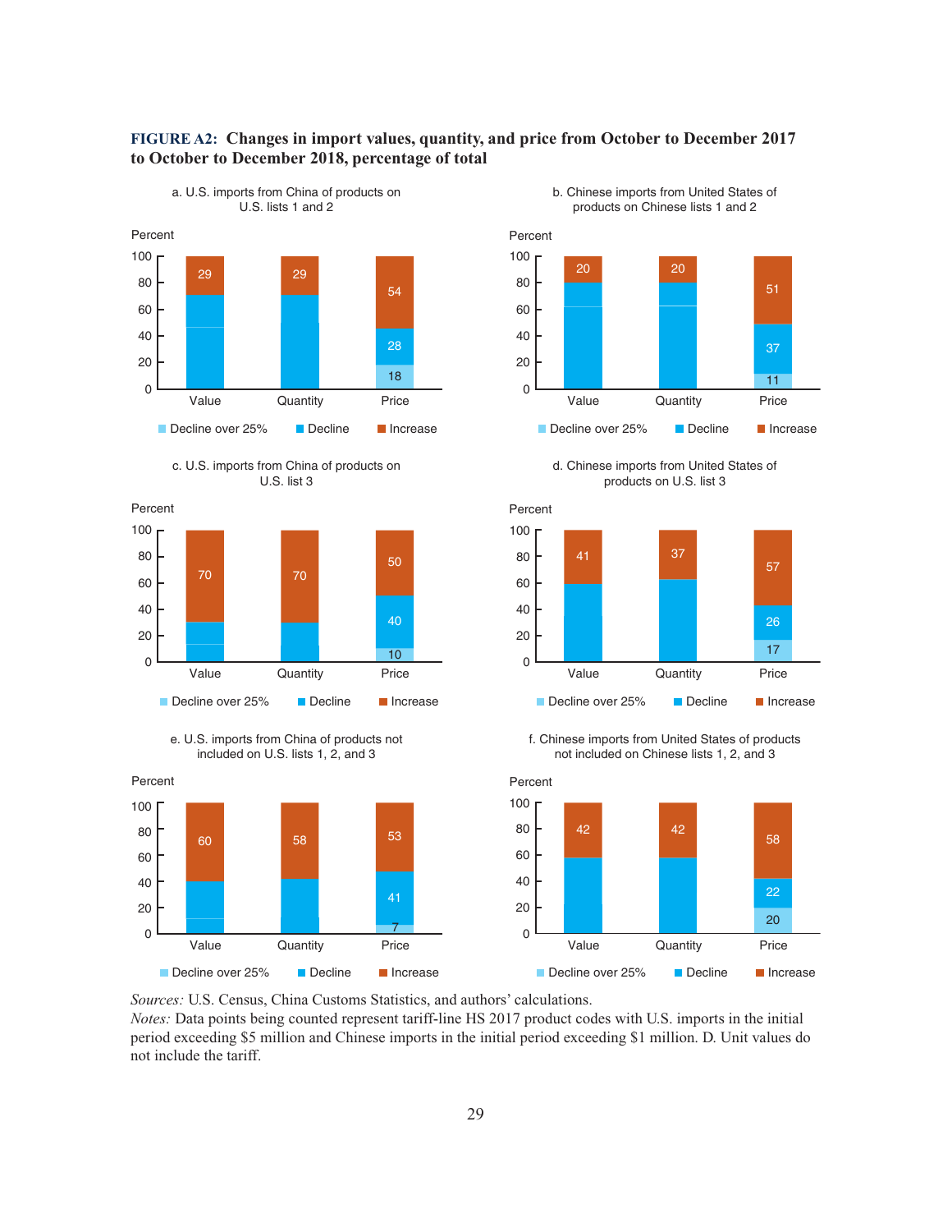**FIGURE A2: Changes in import values, quantity, and price from October to December 2017 to October to December 2018, percentage of total**

a. U.S. imports from China of products on U.S. lists 1 and 2

| | Value | Quantity | Price |
|---|---|---|---|
| Decline over 25% | | | 18 |
| Decline | | | 28 |
| Increase | 29 | 29 | 54 |

b. Chinese imports from United States of products on Chinese lists 1 and 2

| | Value | Quantity | Price |
|---|---|---|---|
| Decline over 25% | | | 11 |
| Decline | | | 37 |
| Increase | 20 | 20 | 51 |

c. U.S. imports from China of products on U.S. list 3

| | Value | Quantity | Price |
|---|---|---|---|
| Decline over 25% | | | 10 |
| Decline | | | 40 |
| Increase | 70 | 70 | 50 |

d. Chinese imports from United States of products on U.S. list 3

| | Value | Quantity | Price |
|---|---|---|---|
| Decline over 25% | | | 17 |
| Decline | | | 26 |
| Increase | 41 | 37 | 57 |

e. U.S. imports from China of products not included on U.S. lists 1, 2, and 3

| | Value | Quantity | Price |
|---|---|---|---|
| Decline over 25% | | | 7 |
| Decline | | | 41 |
| Increase | 60 | 58 | 53 |

f. Chinese imports from United States of products not included on Chinese lists 1, 2, and 3

| | Value | Quantity | Price |
|---|---|---|---|
| Decline over 25% | | | 20 |
| Decline | | | 22 |
| Increase | 42 | 42 | 58 |

*Sources:* U.S. Census, China Customs Statistics, and authors' calculations.
*Notes:* Data points being counted represent tariff-line HS 2017 product codes with U.S. imports in the initial period exceeding $5 million and Chinese imports in the initial period exceeding $1 million. D. Unit values do not include the tariff.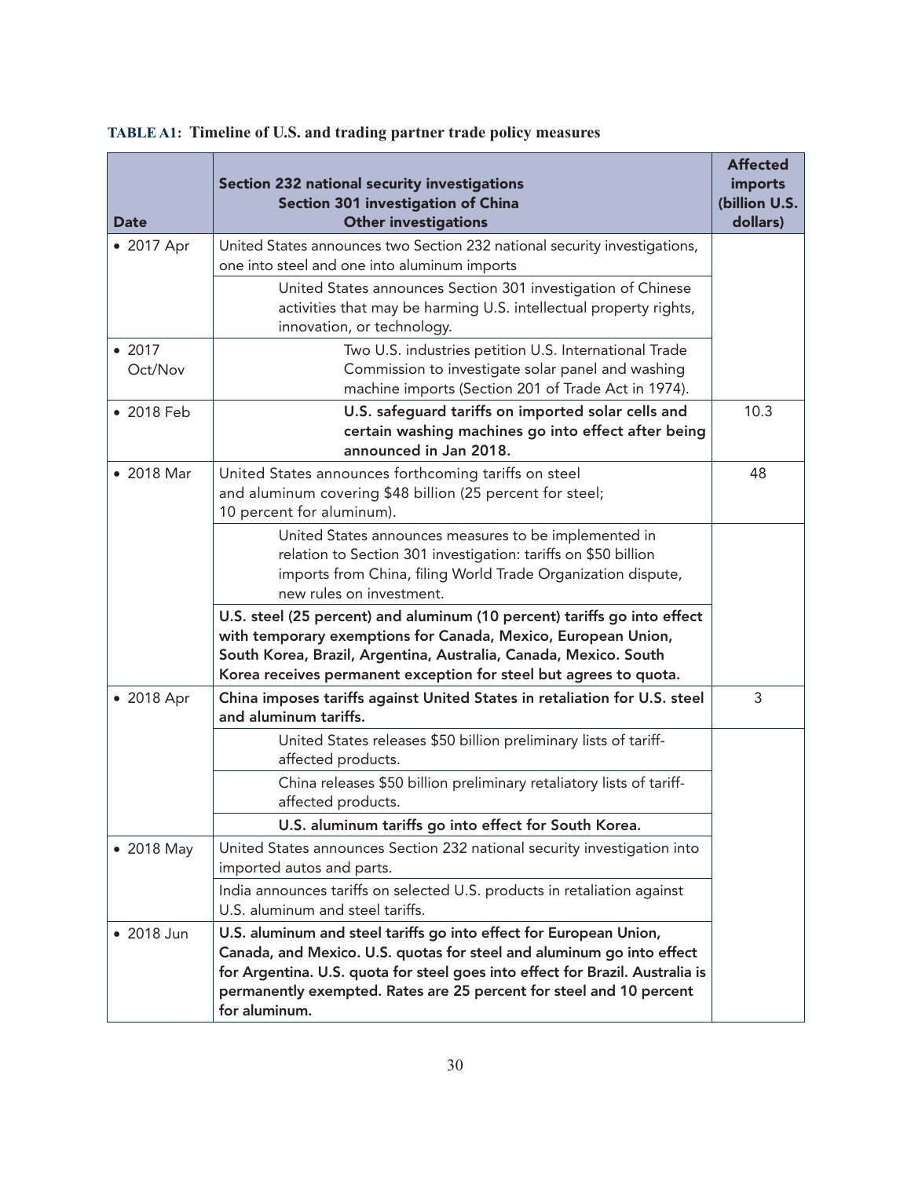**TABLE A1: Timeline of U.S. and trading partner trade policy measures**

| Date | Section 232 national security investigations<br>Section 301 investigation of China<br>Other investigations | Affected imports (billion U.S. dollars) |
|---|---|---|
| • 2017 Apr | United States announces two Section 232 national security investigations, one into steel and one into aluminum imports | |
| | United States announces Section 301 investigation of Chinese activities that may be harming U.S. intellectual property rights, innovation, or technology. | |
| • 2017 Oct/Nov | Two U.S. industries petition U.S. International Trade Commission to investigate solar panel and washing machine imports (Section 201 of Trade Act in 1974). | |
| • 2018 Feb | **U.S. safeguard tariffs on imported solar cells and certain washing machines go into effect after being announced in Jan 2018.** | 10.3 |
| • 2018 Mar | United States announces forthcoming tariffs on steel and aluminum covering $48 billion (25 percent for steel; 10 percent for aluminum). | 48 |
| | United States announces measures to be implemented in relation to Section 301 investigation: tariffs on $50 billion imports from China, filing World Trade Organization dispute, new rules on investment. | |
| | **U.S. steel (25 percent) and aluminum (10 percent) tariffs go into effect with temporary exemptions for Canada, Mexico, European Union, South Korea, Brazil, Argentina, Australia, Canada, Mexico. South Korea receives permanent exception for steel but agrees to quota.** | |
| • 2018 Apr | **China imposes tariffs against United States in retaliation for U.S. steel and aluminum tariffs.** | 3 |
| | United States releases $50 billion preliminary lists of tariff-affected products. | |
| | China releases $50 billion preliminary retaliatory lists of tariff-affected products. | |
| | **U.S. aluminum tariffs go into effect for South Korea.** | |
| • 2018 May | United States announces Section 232 national security investigation into imported autos and parts. | |
| | India announces tariffs on selected U.S. products in retaliation against U.S. aluminum and steel tariffs. | |
| • 2018 Jun | **U.S. aluminum and steel tariffs go into effect for European Union, Canada, and Mexico. U.S. quotas for steel and aluminum go into effect for Argentina. U.S. quota for steel goes into effect for Brazil. Australia is permanently exempted. Rates are 25 percent for steel and 10 percent for aluminum.** | |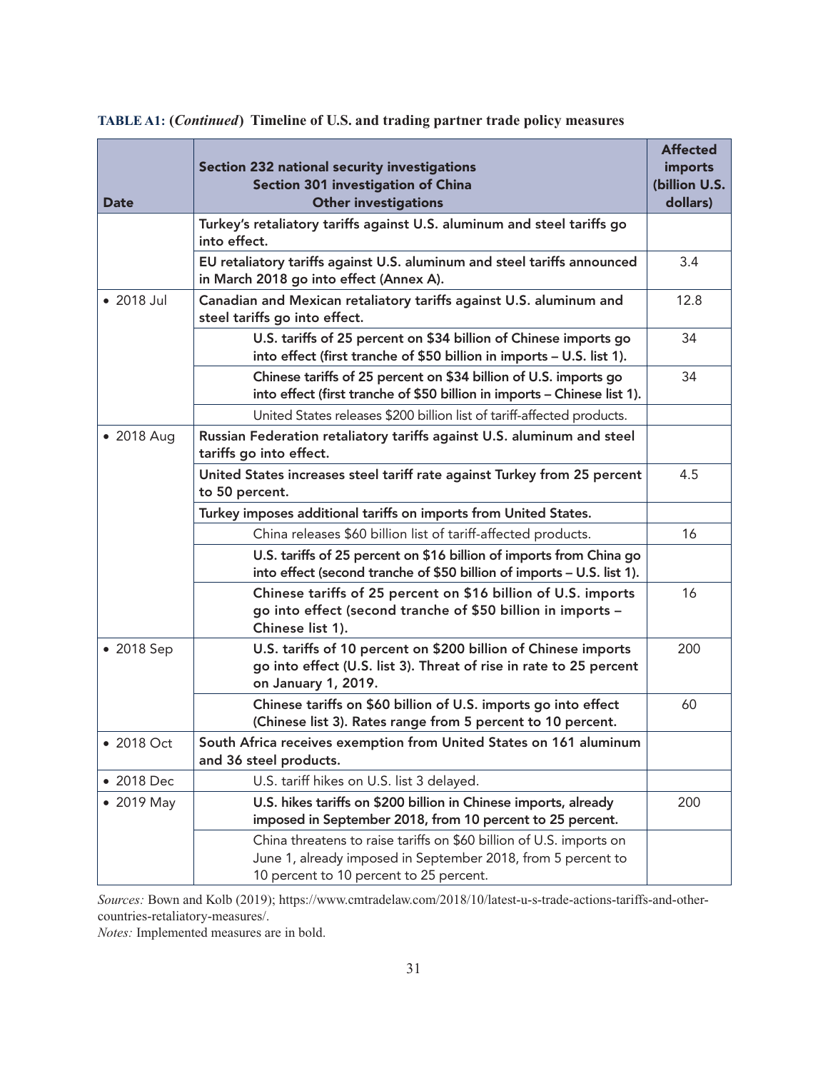**TABLE A1: (*Continued*) Timeline of U.S. and trading partner trade policy measures**

| Date | Section 232 national security investigations<br>Section 301 investigation of China<br>Other investigations | Affected imports (billion U.S. dollars) |
|---|---|---|
| | **Turkey's retaliatory tariffs against U.S. aluminum and steel tariffs go into effect.** | |
| | **EU retaliatory tariffs against U.S. aluminum and steel tariffs announced in March 2018 go into effect (Annex A).** | 3.4 |
| • 2018 Jul | **Canadian and Mexican retaliatory tariffs against U.S. aluminum and steel tariffs go into effect.** | 12.8 |
| | **U.S. tariffs of 25 percent on $34 billion of Chinese imports go into effect (first tranche of $50 billion in imports – U.S. list 1).** | 34 |
| | **Chinese tariffs of 25 percent on $34 billion of U.S. imports go into effect (first tranche of $50 billion in imports – Chinese list 1).** | 34 |
| | United States releases $200 billion list of tariff-affected products. | |
| • 2018 Aug | **Russian Federation retaliatory tariffs against U.S. aluminum and steel tariffs go into effect.** | |
| | **United States increases steel tariff rate against Turkey from 25 percent to 50 percent.** | 4.5 |
| | **Turkey imposes additional tariffs on imports from United States.** | |
| | China releases $60 billion list of tariff-affected products. | 16 |
| | **U.S. tariffs of 25 percent on $16 billion of imports from China go into effect (second tranche of $50 billion of imports – U.S. list 1).** | |
| | **Chinese tariffs of 25 percent on $16 billion of U.S. imports go into effect (second tranche of $50 billion in imports – Chinese list 1).** | 16 |
| • 2018 Sep | **U.S. tariffs of 10 percent on $200 billion of Chinese imports go into effect (U.S. list 3). Threat of rise in rate to 25 percent on January 1, 2019.** | 200 |
| | **Chinese tariffs on $60 billion of U.S. imports go into effect (Chinese list 3). Rates range from 5 percent to 10 percent.** | 60 |
| • 2018 Oct | **South Africa receives exemption from United States on 161 aluminum and 36 steel products.** | |
| • 2018 Dec | U.S. tariff hikes on U.S. list 3 delayed. | |
| • 2019 May | **U.S. hikes tariffs on $200 billion in Chinese imports, already imposed in September 2018, from 10 percent to 25 percent.** | 200 |
| | China threatens to raise tariffs on $60 billion of U.S. imports on June 1, already imposed in September 2018, from 5 percent to 10 percent to 10 percent to 25 percent. | |

*Sources:* Bown and Kolb (2019); https://www.cmtradelaw.com/2018/10/latest-u-s-trade-actions-tariffs-and-other-countries-retaliatory-measures/.

*Notes:* Implemented measures are in bold.